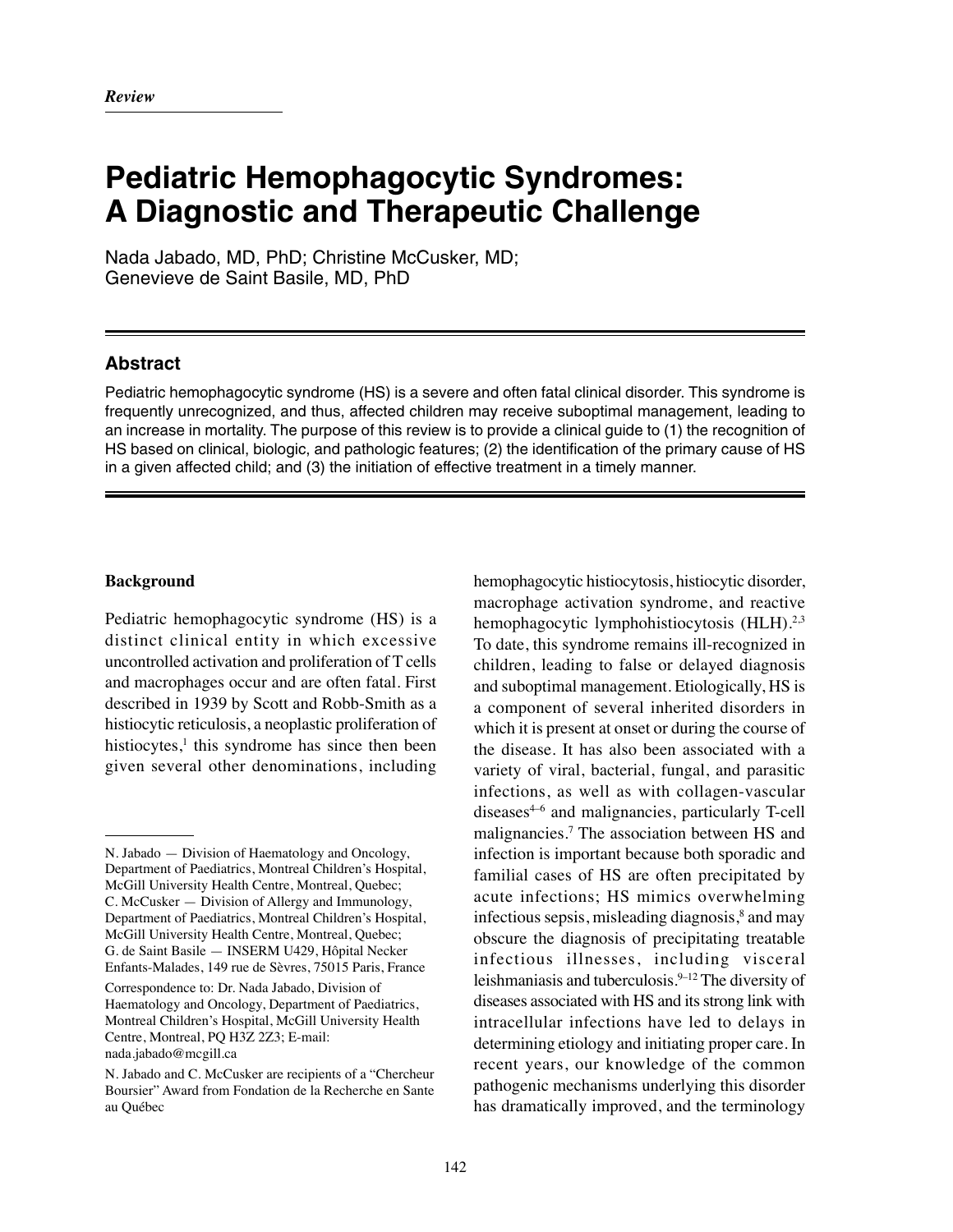*Review*

# Pediatric Hemophagocytic Syndromes: A Diagnostic and Therapeutic Challenge

Nada Jabado, MD, PhD; Christine McCusker, MD; Genevieve de Saint Basile, MD, PhD

## Abstract

Pediatric hemophagocytic syndrome (HS) is a severe and often fatal clinical disorder. This syndrome is frequently unrecognized, and thus, affected children may receive suboptimal management, leading to an increase in mortality. The purpose of this review is to provide a clinical guide to (1) the recognition of HS based on clinical, biologic, and pathologic features; (2) the identification of the primary cause of HS in a given affected child; and (3) the initiation of effective treatment in a timely manner.

### Background

Pediatric hemophagocytic syndrome (HS) is a distinct clinical entity in which excessive uncontrolled activation and proliferation of T cells and macrophages occur and are often fatal. First described in 1939 by Scott and Robb-Smith as a histiocytic reticulosis, a neoplastic proliferation of histiocytes,[1] this syndrome has since then been given several other denominations, including hemophagocytic histiocytosis, histiocytic disorder, macrophage activation syndrome, and reactive hemophagocytic lymphohistiocytosis (HLH).[2,3] To date, this syndrome remains ill-recognized in children, leading to false or delayed diagnosis and suboptimal management. Etiologically, HS is a component of several inherited disorders in which it is present at onset or during the course of the disease. It has also been associated with a variety of viral, bacterial, fungal, and parasitic infections, as well as with collagen-vascular diseases[4–6] and malignancies, particularly T-cell malignancies.[7] The association between HS and infection is important because both sporadic and familial cases of HS are often precipitated by acute infections; HS mimics overwhelming infectious sepsis, misleading diagnosis,[8] and may obscure the diagnosis of precipitating treatable infectious illnesses, including visceral leishmaniasis and tuberculosis.[9–12] The diversity of diseases associated with HS and its strong link with intracellular infections have led to delays in determining etiology and initiating proper care. In recent years, our knowledge of the common pathogenic mechanisms underlying this disorder has dramatically improved, and the terminology

N. Jabado — Division of Haematology and Oncology, Department of Paediatrics, Montreal Children's Hospital, McGill University Health Centre, Montreal, Quebec; C. McCusker — Division of Allergy and Immunology, Department of Paediatrics, Montreal Children's Hospital, McGill University Health Centre, Montreal, Quebec; G. de Saint Basile — INSERM U429, Hôpital Necker Enfants-Malades, 149 rue de Sèvres, 75015 Paris, France

Correspondence to: Dr. Nada Jabado, Division of Haematology and Oncology, Department of Paediatrics, Montreal Children's Hospital, McGill University Health Centre, Montreal, PQ H3Z 2Z3; E-mail: nada.jabado@mcgill.ca

N. Jabado and C. McCusker are recipients of a "Chercheur Boursier" Award from Fondation de la Recherche en Sante au Québec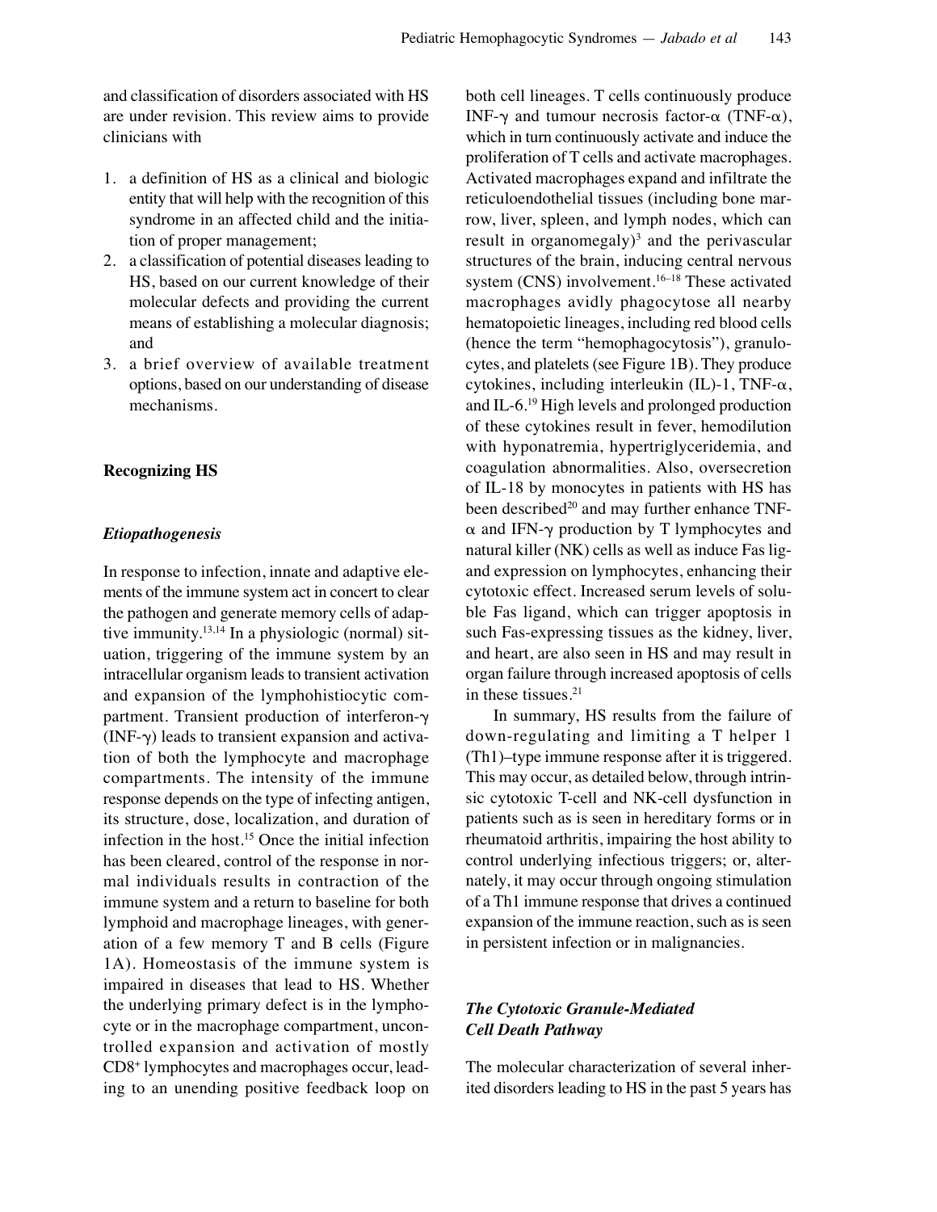and classification of disorders associated with HS are under revision. This review aims to provide clinicians with

1. a definition of HS as a clinical and biologic entity that will help with the recognition of this syndrome in an affected child and the initiation of proper management;
2. a classification of potential diseases leading to HS, based on our current knowledge of their molecular defects and providing the current means of establishing a molecular diagnosis; and
3. a brief overview of available treatment options, based on our understanding of disease mechanisms.

## Recognizing HS

### *Etiopathogenesis*

In response to infection, innate and adaptive elements of the immune system act in concert to clear the pathogen and generate memory cells of adaptive immunity.[13,14] In a physiologic (normal) situation, triggering of the immune system by an intracellular organism leads to transient activation and expansion of the lymphohistiocytic compartment. Transient production of interferon-γ (INF-γ) leads to transient expansion and activation of both the lymphocyte and macrophage compartments. The intensity of the immune response depends on the type of infecting antigen, its structure, dose, localization, and duration of infection in the host.[15] Once the initial infection has been cleared, control of the response in normal individuals results in contraction of the immune system and a return to baseline for both lymphoid and macrophage lineages, with generation of a few memory T and B cells (Figure 1A). Homeostasis of the immune system is impaired in diseases that lead to HS. Whether the underlying primary defect is in the lymphocyte or in the macrophage compartment, uncontrolled expansion and activation of mostly $CD8^+$ lymphocytes and macrophages occur, leading to an unending positive feedback loop on both cell lineages. T cells continuously produce INF-γ and tumour necrosis factor-α (TNF-α), which in turn continuously activate and induce the proliferation of T cells and activate macrophages. Activated macrophages expand and infiltrate the reticuloendothelial tissues (including bone marrow, liver, spleen, and lymph nodes, which can result in organomegaly)[3] and the perivascular structures of the brain, inducing central nervous system (CNS) involvement.[16–18] These activated macrophages avidly phagocytose all nearby hematopoietic lineages, including red blood cells (hence the term "hemophagocytosis"), granulocytes, and platelets (see Figure 1B). They produce cytokines, including interleukin (IL)-1, TNF-α, and IL-6.[19] High levels and prolonged production of these cytokines result in fever, hemodilution with hyponatremia, hypertriglyceridemia, and coagulation abnormalities. Also, oversecretion of IL-18 by monocytes in patients with HS has been described[20] and may further enhance TNF-α and IFN-γ production by T lymphocytes and natural killer (NK) cells as well as induce Fas ligand expression on lymphocytes, enhancing their cytotoxic effect. Increased serum levels of soluble Fas ligand, which can trigger apoptosis in such Fas-expressing tissues as the kidney, liver, and heart, are also seen in HS and may result in organ failure through increased apoptosis of cells in these tissues.[21]

In summary, HS results from the failure of down-regulating and limiting a T helper 1 (Th1)–type immune response after it is triggered. This may occur, as detailed below, through intrinsic cytotoxic T-cell and NK-cell dysfunction in patients such as is seen in hereditary forms or in rheumatoid arthritis, impairing the host ability to control underlying infectious triggers; or, alternately, it may occur through ongoing stimulation of a Th1 immune response that drives a continued expansion of the immune reaction, such as is seen in persistent infection or in malignancies.

### *The Cytotoxic Granule-Mediated Cell Death Pathway*

The molecular characterization of several inherited disorders leading to HS in the past 5 years has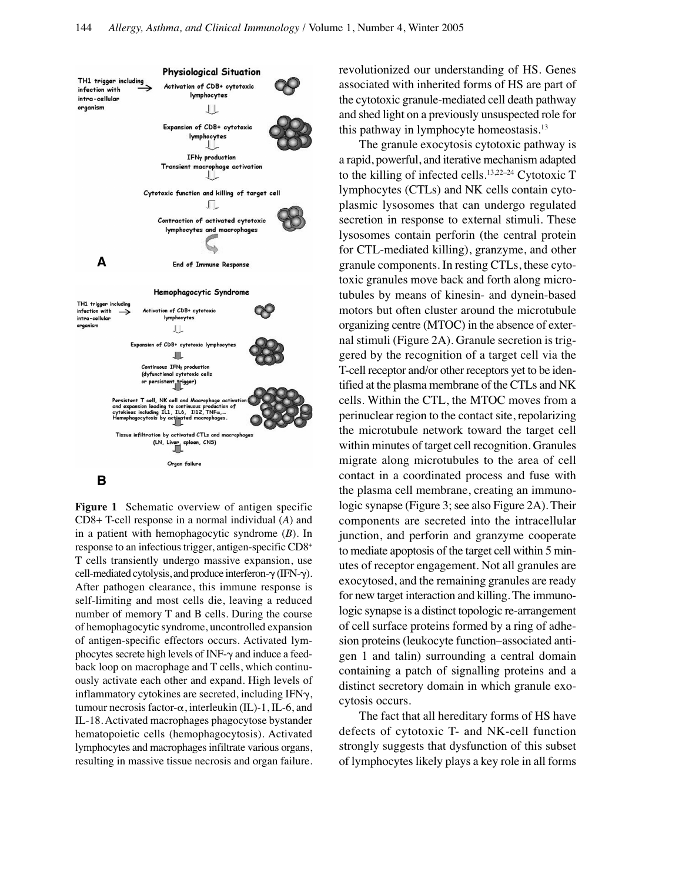Physiological Situation

TH1 trigger including infection with intra-cellular organism

Activation of CD8+ cytotoxic lymphocytes

Expansion of CD8+ cytotoxic lymphocytes

IFNγ production
Transient macrophage activation

Cytotoxic function and killing of target cell

Contraction of activated cytotoxic lymphocytes and macrophages

End of Immune Response

A

Hemophagocytic Syndrome

TH1 trigger including infection with intra-cellular organism

Activation of CD8+ cytotoxic lymphocytes

Expansion of CD8+ cytotoxic lymphocytes

Continuous IFNγ production
(dysfunctional cytotoxic cells or persistent trigger)

Persistent T cell, NK cell and Macrophage activation and expansion leading to continuous production of cytokines including IL1, IL6, Il12, TNFα,...
Hemophagocytosis by activated macrophages.

Tissue infiltration by activated CTLs and macrophages (LN, Liver, spleen, CNS)

Organ failure

B

**Figure 1** Schematic overview of antigen specific CD8+ T-cell response in a normal individual (*A*) and in a patient with hemophagocytic syndrome (*B*). In response to an infectious trigger, antigen-specific $CD8^+$ T cells transiently undergo massive expansion, use cell-mediated cytolysis, and produce interferon-γ (IFN-γ). After pathogen clearance, this immune response is self-limiting and most cells die, leaving a reduced number of memory T and B cells. During the course of hemophagocytic syndrome, uncontrolled expansion of antigen-specific effectors occurs. Activated lymphocytes secrete high levels of INF-γ and induce a feedback loop on macrophage and T cells, which continuously activate each other and expand. High levels of inflammatory cytokines are secreted, including IFNγ, tumour necrosis factor-α, interleukin (IL)-1, IL-6, and IL-18. Activated macrophages phagocytose bystander hematopoietic cells (hemophagocytosis). Activated lymphocytes and macrophages infiltrate various organs, resulting in massive tissue necrosis and organ failure.

revolutionized our understanding of HS. Genes associated with inherited forms of HS are part of the cytotoxic granule-mediated cell death pathway and shed light on a previously unsuspected role for this pathway in lymphocyte homeostasis.[13]

The granule exocytosis cytotoxic pathway is a rapid, powerful, and iterative mechanism adapted to the killing of infected cells.[13,22–24] Cytotoxic T lymphocytes (CTLs) and NK cells contain cytoplasmic lysosomes that can undergo regulated secretion in response to external stimuli. These lysosomes contain perforin (the central protein for CTL-mediated killing), granzyme, and other granule components. In resting CTLs, these cytotoxic granules move back and forth along microtubules by means of kinesin- and dynein-based motors but often cluster around the microtubule organizing centre (MTOC) in the absence of external stimuli (Figure 2A). Granule secretion is triggered by the recognition of a target cell via the T-cell receptor and/or other receptors yet to be identified at the plasma membrane of the CTLs and NK cells. Within the CTL, the MTOC moves from a perinuclear region to the contact site, repolarizing the microtubule network toward the target cell within minutes of target cell recognition. Granules migrate along microtubules to the area of cell contact in a coordinated process and fuse with the plasma cell membrane, creating an immunologic synapse (Figure 3; see also Figure 2A). Their components are secreted into the intracellular junction, and perforin and granzyme cooperate to mediate apoptosis of the target cell within 5 minutes of receptor engagement. Not all granules are exocytosed, and the remaining granules are ready for new target interaction and killing. The immunologic synapse is a distinct topologic re-arrangement of cell surface proteins formed by a ring of adhesion proteins (leukocyte function–associated antigen 1 and talin) surrounding a central domain containing a patch of signalling proteins and a distinct secretory domain in which granule exocytosis occurs.

The fact that all hereditary forms of HS have defects of cytotoxic T- and NK-cell function strongly suggests that dysfunction of this subset of lymphocytes likely plays a key role in all forms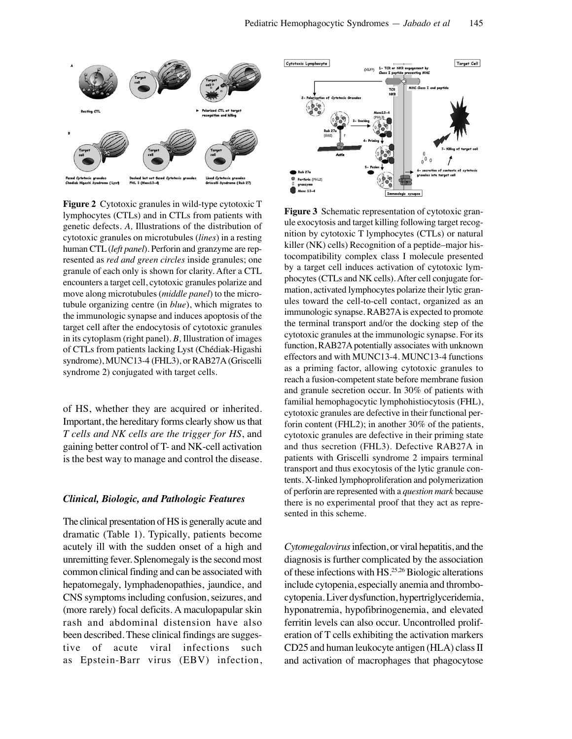Resting CTL

Polarized CTL at target recognition and killing

Fused Cytotoxic granules Chediak Higashi Syndrome (Lyst)

Docked but not fused Cytotoxic granules FHL 3 (Munc13-4)

Lined Cytotoxic granules Griscelli Syndrome (Rab 27)

**Figure 2** Cytotoxic granules in wild-type cytotoxic T lymphocytes (CTLs) and in CTLs from patients with genetic defects. *A,* Illustrations of the distribution of cytotoxic granules on microtubules (*lines*) in a resting human CTL (*left panel*). Perforin and granzyme are represented as *red and green circles* inside granules; one granule of each only is shown for clarity. After a CTL encounters a target cell, cytotoxic granules polarize and move along microtubules (*middle panel*) to the microtubule organizing centre (in *blue*), which migrates to the immunologic synapse and induces apoptosis of the target cell after the endocytosis of cytotoxic granules in its cytoplasm (right panel). *B,* Illustration of images of CTLs from patients lacking Lyst (Chédiak-Higashi syndrome), MUNC13-4 (FHL3), or RAB27A (Griscelli syndrome 2) conjugated with target cells.

Cytotoxic Lymphocyte

Target Cell

1- TCR or NKR engagement by Class I peptide presenting MHC

2- Polarization of Cytotoxic Granules

3- Docking

4- Priming

5- Fusion

6- secretion of contents of cytotoxic granules into target cell

7- Killing of target cell

Immunologic synapse

**Figure 3** Schematic representation of cytotoxic granule exocytosis and target killing following target recognition by cytotoxic T lymphocytes (CTLs) or natural killer (NK) cells) Recognition of a peptide–major histocompatibility complex class I molecule presented by a target cell induces activation of cytotoxic lymphocytes (CTLs and NK cells). After cell conjugate formation, activated lymphocytes polarize their lytic granules toward the cell-to-cell contact, organized as an immunologic synapse. RAB27A is expected to promote the terminal transport and/or the docking step of the cytotoxic granules at the immunologic synapse. For its function, RAB27A potentially associates with unknown effectors and with MUNC13-4. MUNC13-4 functions as a priming factor, allowing cytotoxic granules to reach a fusion-competent state before membrane fusion and granule secretion occur. In 30% of patients with familial hemophagocytic lymphohistiocytosis (FHL), cytotoxic granules are defective in their functional perforin content (FHL2); in another 30% of the patients, cytotoxic granules are defective in their priming state and thus secretion (FHL3). Defective RAB27A in patients with Griscelli syndrome 2 impairs terminal transport and thus exocytosis of the lytic granule contents. X-linked lymphoproliferation and polymerization of perforin are represented with a *question mark* because there is no experimental proof that they act as represented in this scheme.

of HS, whether they are acquired or inherited. Important, the hereditary forms clearly show us that *T cells and NK cells are the trigger for HS*, and gaining better control of T- and NK-cell activation is the best way to manage and control the disease.

### *Clinical, Biologic, and Pathologic Features*

The clinical presentation of HS is generally acute and dramatic (Table 1). Typically, patients become acutely ill with the sudden onset of a high and unremitting fever. Splenomegaly is the second most common clinical finding and can be associated with hepatomegaly, lymphadenopathies, jaundice, and CNS symptoms including confusion, seizures, and (more rarely) focal deficits. A maculopapular skin rash and abdominal distension have also been described. These clinical findings are suggestive of acute viral infections such as Epstein-Barr virus (EBV) infection, *Cytomegalovirus* infection, or viral hepatitis, and the diagnosis is further complicated by the association of these infections with HS.[25,26] Biologic alterations include cytopenia, especially anemia and thrombocytopenia. Liver dysfunction, hypertriglyceridemia, hyponatremia, hypofibrinogenemia, and elevated ferritin levels can also occur. Uncontrolled proliferation of T cells exhibiting the activation markers CD25 and human leukocyte antigen (HLA) class II and activation of macrophages that phagocytose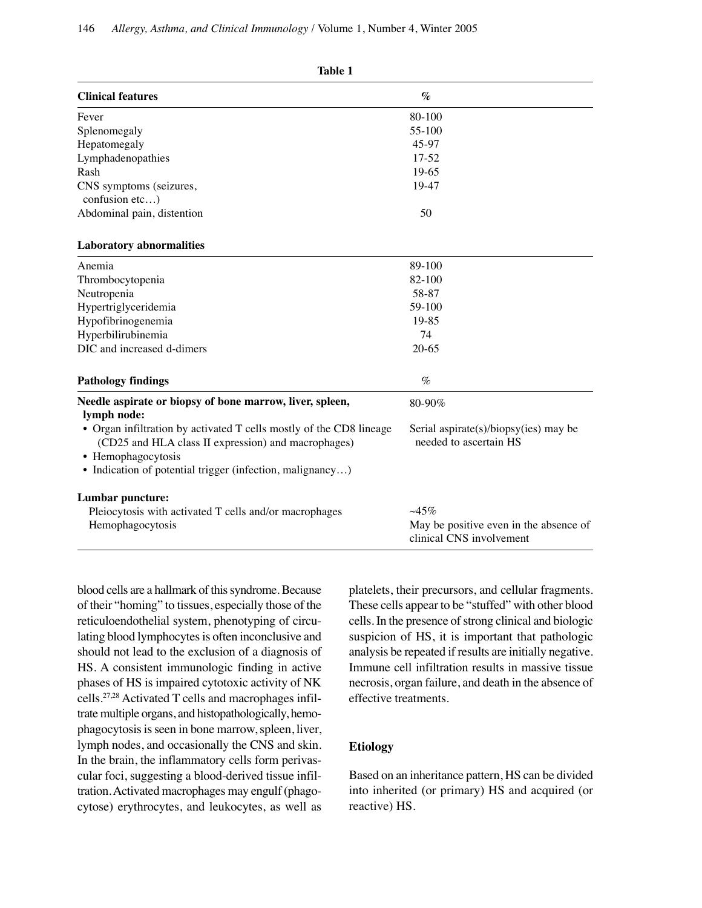**Table 1**

| **Clinical features** | **%** |
|---|---|
| Fever | 80-100 |
| Splenomegaly | 55-100 |
| Hepatomegaly | 45-97 |
| Lymphadenopathies | 17-52 |
| Rash | 19-65 |
| CNS symptoms (seizures, confusion etc…) | 19-47 |
| Abdominal pain, distention | 50 |
| **Laboratory abnormalities** | |
| Anemia | 89-100 |
| Thrombocytopenia | 82-100 |
| Neutropenia | 58-87 |
| Hypertriglyceridemia | 59-100 |
| Hypofibrinogenemia | 19-85 |
| Hyperbilirubinemia | 74 |
| DIC and increased d-dimers | 20-65 |
| **Pathology findings** | % |
| **Needle aspirate or biopsy of bone marrow, liver, spleen, lymph node:** | 80-90% |
| • Organ infiltration by activated T cells mostly of the CD8 lineage (CD25 and HLA class II expression) and macrophages) • Hemophagocytosis • Indication of potential trigger (infection, malignancy…) | Serial aspirate(s)/biopsy(ies) may be needed to ascertain HS |
| **Lumbar puncture:** | |
| Pleiocytosis with activated T cells and/or macrophages | ~45% |
| Hemophagocytosis | May be positive even in the absence of clinical CNS involvement |

blood cells are a hallmark of this syndrome. Because of their "homing" to tissues, especially those of the reticuloendothelial system, phenotyping of circulating blood lymphocytes is often inconclusive and should not lead to the exclusion of a diagnosis of HS. A consistent immunologic finding in active phases of HS is impaired cytotoxic activity of NK cells.[27,28] Activated T cells and macrophages infiltrate multiple organs, and histopathologically, hemophagocytosis is seen in bone marrow, spleen, liver, lymph nodes, and occasionally the CNS and skin. In the brain, the inflammatory cells form perivascular foci, suggesting a blood-derived tissue infiltration. Activated macrophages may engulf (phagocytose) erythrocytes, and leukocytes, as well as platelets, their precursors, and cellular fragments. These cells appear to be "stuffed" with other blood cells. In the presence of strong clinical and biologic suspicion of HS, it is important that pathologic analysis be repeated if results are initially negative. Immune cell infiltration results in massive tissue necrosis, organ failure, and death in the absence of effective treatments.

## Etiology

Based on an inheritance pattern, HS can be divided into inherited (or primary) HS and acquired (or reactive) HS.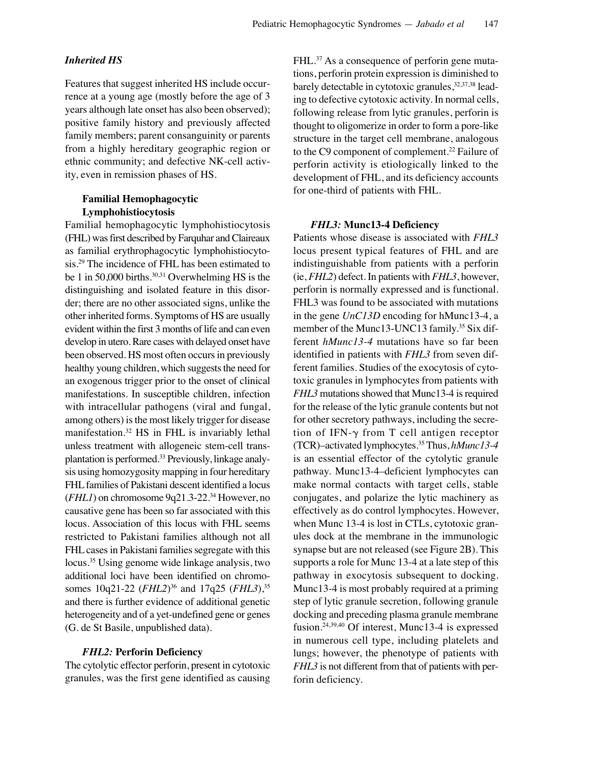### *Inherited HS*

Features that suggest inherited HS include occurrence at a young age (mostly before the age of 3 years although late onset has also been observed); positive family history and previously affected family members; parent consanguinity or parents from a highly hereditary geographic region or ethnic community; and defective NK-cell activity, even in remission phases of HS.

#### Familial Hemophagocytic Lymphohistiocytosis

Familial hemophagocytic lymphohistiocytosis (FHL) was first described by Farquhar and Claireaux as familial erythrophagocytic lymphohistiocytosis.[29] The incidence of FHL has been estimated to be 1 in 50,000 births.[30,31] Overwhelming HS is the distinguishing and isolated feature in this disorder; there are no other associated signs, unlike the other inherited forms. Symptoms of HS are usually evident within the first 3 months of life and can even develop in utero. Rare cases with delayed onset have been observed. HS most often occurs in previously healthy young children, which suggests the need for an exogenous trigger prior to the onset of clinical manifestations. In susceptible children, infection with intracellular pathogens (viral and fungal, among others) is the most likely trigger for disease manifestation.[32] HS in FHL is invariably lethal unless treatment with allogeneic stem-cell transplantation is performed.[33] Previously, linkage analysis using homozygosity mapping in four hereditary FHL families of Pakistani descent identified a locus (*FHL1*) on chromosome 9q21.3-22.[34] However, no causative gene has been so far associated with this locus. Association of this locus with FHL seems restricted to Pakistani families although not all FHL cases in Pakistani families segregate with this locus.[35] Using genome wide linkage analysis, two additional loci have been identified on chromosomes 10q21-22 (*FHL2*)[36] and 17q25 (*FHL3*),[35] and there is further evidence of additional genetic heterogeneity and of a yet-undefined gene or genes (G. de St Basile, unpublished data).

#### *FHL2:* Perforin Deficiency

The cytolytic effector perforin, present in cytotoxic granules, was the first gene identified as causing FHL.[37] As a consequence of perforin gene mutations, perforin protein expression is diminished to barely detectable in cytotoxic granules,[32,37,38] leading to defective cytotoxic activity. In normal cells, following release from lytic granules, perforin is thought to oligomerize in order to form a pore-like structure in the target cell membrane, analogous to the C9 component of complement.[22] Failure of perforin activity is etiologically linked to the development of FHL, and its deficiency accounts for one-third of patients with FHL.

#### *FHL3:* Munc13-4 Deficiency

Patients whose disease is associated with *FHL3* locus present typical features of FHL and are indistinguishable from patients with a perforin (ie, *FHL2*) defect. In patients with *FHL3*, however, perforin is normally expressed and is functional. FHL3 was found to be associated with mutations in the gene *UnC13D* encoding for hMunc13-4, a member of the Munc13-UNC13 family.[35] Six different *hMunc13-4* mutations have so far been identified in patients with *FHL3* from seven different families. Studies of the exocytosis of cytotoxic granules in lymphocytes from patients with *FHL3* mutations showed that Munc13-4 is required for the release of the lytic granule contents but not for other secretory pathways, including the secretion of IFN-$\gamma$ from T cell antigen receptor (TCR)–activated lymphocytes.[35] Thus, *hMunc13-4* is an essential effector of the cytolytic granule pathway. Munc13-4–deficient lymphocytes can make normal contacts with target cells, stable conjugates, and polarize the lytic machinery as effectively as do control lymphocytes. However, when Munc 13-4 is lost in CTLs, cytotoxic granules dock at the membrane in the immunologic synapse but are not released (see Figure 2B). This supports a role for Munc 13-4 at a late step of this pathway in exocytosis subsequent to docking. Munc13-4 is most probably required at a priming step of lytic granule secretion, following granule docking and preceding plasma granule membrane fusion.[24,39,40] Of interest, Munc13-4 is expressed in numerous cell type, including platelets and lungs; however, the phenotype of patients with *FHL3* is not different from that of patients with perforin deficiency.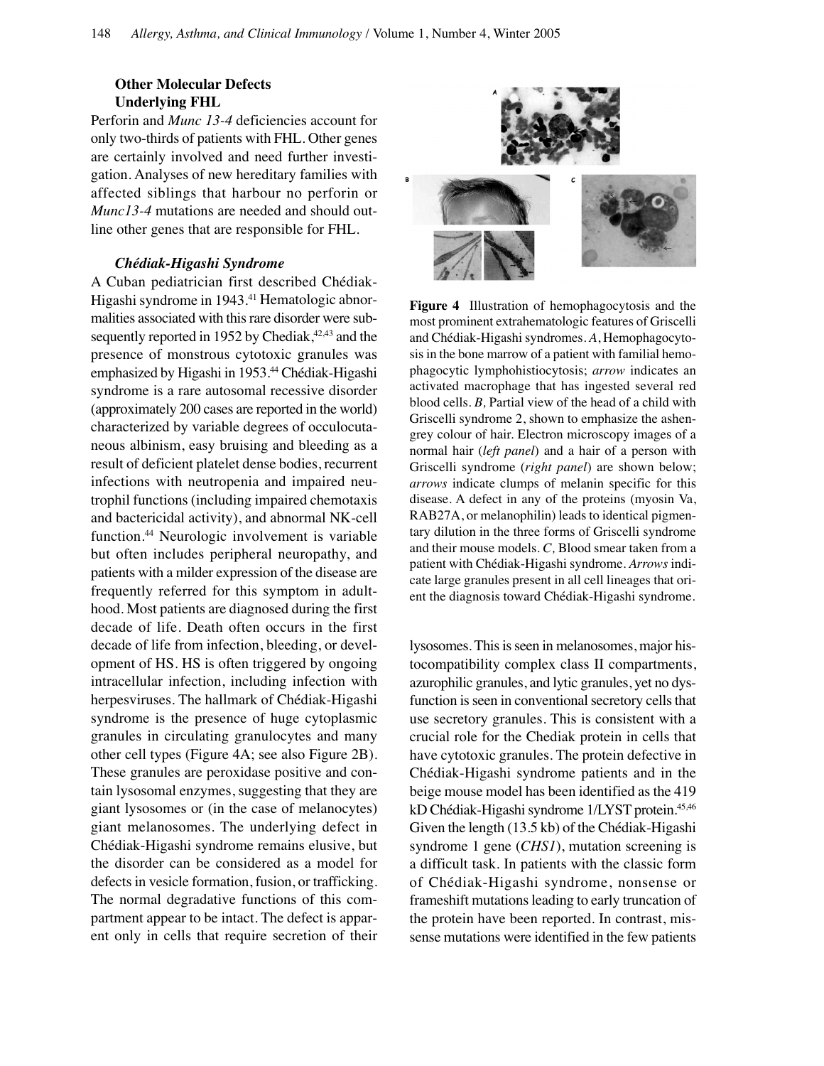### Other Molecular Defects Underlying FHL

Perforin and *Munc 13-4* deficiencies account for only two-thirds of patients with FHL. Other genes are certainly involved and need further investigation. Analyses of new hereditary families with affected siblings that harbour no perforin or *Munc13-4* mutations are needed and should outline other genes that are responsible for FHL.

#### *Chédiak-Higashi Syndrome*

A Cuban pediatrician first described Chédiak-Higashi syndrome in 1943.[41] Hematologic abnormalities associated with this rare disorder were subsequently reported in 1952 by Chediak,[42,43] and the presence of monstrous cytotoxic granules was emphasized by Higashi in 1953.[44] Chédiak-Higashi syndrome is a rare autosomal recessive disorder (approximately 200 cases are reported in the world) characterized by variable degrees of occulocutaneous albinism, easy bruising and bleeding as a result of deficient platelet dense bodies, recurrent infections with neutropenia and impaired neutrophil functions (including impaired chemotaxis and bactericidal activity), and abnormal NK-cell function.[44] Neurologic involvement is variable but often includes peripheral neuropathy, and patients with a milder expression of the disease are frequently referred for this symptom in adulthood. Most patients are diagnosed during the first decade of life. Death often occurs in the first decade of life from infection, bleeding, or development of HS. HS is often triggered by ongoing intracellular infection, including infection with herpesviruses. The hallmark of Chédiak-Higashi syndrome is the presence of huge cytoplasmic granules in circulating granulocytes and many other cell types (Figure 4A; see also Figure 2B). These granules are peroxidase positive and contain lysosomal enzymes, suggesting that they are giant lysosomes or (in the case of melanocytes) giant melanosomes. The underlying defect in Chédiak-Higashi syndrome remains elusive, but the disorder can be considered as a model for defects in vesicle formation, fusion, or trafficking. The normal degradative functions of this compartment appear to be intact. The defect is apparent only in cells that require secretion of their lysosomes. This is seen in melanosomes, major histocompatibility complex class II compartments, azurophilic granules, and lytic granules, yet no dysfunction is seen in conventional secretory cells that use secretory granules. This is consistent with a crucial role for the Chediak protein in cells that have cytotoxic granules. The protein defective in Chédiak-Higashi syndrome patients and in the beige mouse model has been identified as the 419 kD Chédiak-Higashi syndrome 1/LYST protein.[45,46] Given the length (13.5 kb) of the Chédiak-Higashi syndrome 1 gene (*CHS1*), mutation screening is a difficult task. In patients with the classic form of Chédiak-Higashi syndrome, nonsense or frameshift mutations leading to early truncation of the protein have been reported. In contrast, missense mutations were identified in the few patients

**Figure 4** Illustration of hemophagocytosis and the most prominent extrahematologic features of Griscelli and Chédiak-Higashi syndromes. *A*, Hemophagocytosis in the bone marrow of a patient with familial hemophagocytic lymphohistiocytosis; *arrow* indicates an activated macrophage that has ingested several red blood cells. *B*, Partial view of the head of a child with Griscelli syndrome 2, shown to emphasize the ashen-grey colour of hair. Electron microscopy images of a normal hair (*left panel*) and a hair of a person with Griscelli syndrome (*right panel*) are shown below; *arrows* indicate clumps of melanin specific for this disease. A defect in any of the proteins (myosin Va, RAB27A, or melanophilin) leads to identical pigmentary dilution in the three forms of Griscelli syndrome and their mouse models. *C*, Blood smear taken from a patient with Chédiak-Higashi syndrome. *Arrows* indicate large granules present in all cell lineages that orient the diagnosis toward Chédiak-Higashi syndrome.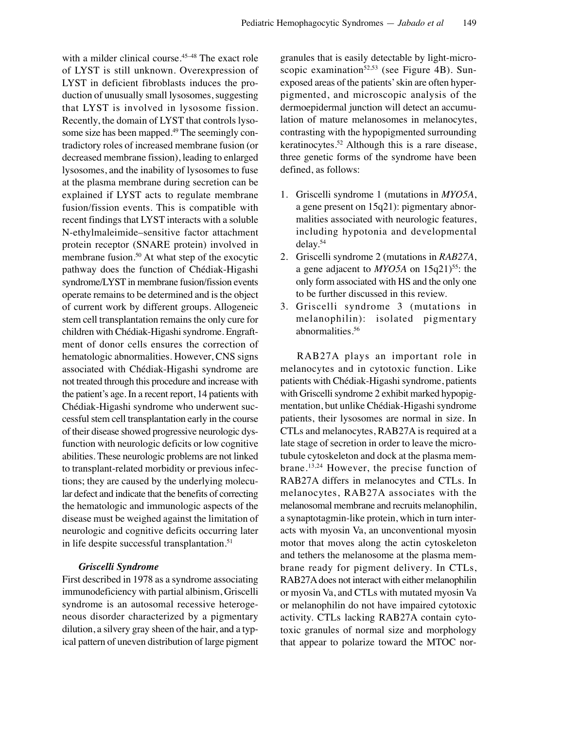with a milder clinical course.[45–48] The exact role of LYST is still unknown. Overexpression of LYST in deficient fibroblasts induces the production of unusually small lysosomes, suggesting that LYST is involved in lysosome fission. Recently, the domain of LYST that controls lysosome size has been mapped.[49] The seemingly contradictory roles of increased membrane fusion (or decreased membrane fission), leading to enlarged lysosomes, and the inability of lysosomes to fuse at the plasma membrane during secretion can be explained if LYST acts to regulate membrane fusion/fission events. This is compatible with recent findings that LYST interacts with a soluble N-ethylmaleimide–sensitive factor attachment protein receptor (SNARE protein) involved in membrane fusion.[50] At what step of the exocytic pathway does the function of Chédiak-Higashi syndrome/LYST in membrane fusion/fission events operate remains to be determined and is the object of current work by different groups. Allogeneic stem cell transplantation remains the only cure for children with Chédiak-Higashi syndrome. Engraftment of donor cells ensures the correction of hematologic abnormalities. However, CNS signs associated with Chédiak-Higashi syndrome are not treated through this procedure and increase with the patient's age. In a recent report, 14 patients with Chédiak-Higashi syndrome who underwent successful stem cell transplantation early in the course of their disease showed progressive neurologic dysfunction with neurologic deficits or low cognitive abilities. These neurologic problems are not linked to transplant-related morbidity or previous infections; they are caused by the underlying molecular defect and indicate that the benefits of correcting the hematologic and immunologic aspects of the disease must be weighed against the limitation of neurologic and cognitive deficits occurring later in life despite successful transplantation.[51]

### *Griscelli Syndrome*

First described in 1978 as a syndrome associating immunodeficiency with partial albinism, Griscelli syndrome is an autosomal recessive heterogeneous disorder characterized by a pigmentary dilution, a silvery gray sheen of the hair, and a typical pattern of uneven distribution of large pigment granules that is easily detectable by light-microscopic examination[52,53] (see Figure 4B). Sun-exposed areas of the patients' skin are often hyperpigmented, and microscopic analysis of the dermoepidermal junction will detect an accumulation of mature melanosomes in melanocytes, contrasting with the hypopigmented surrounding keratinocytes.[52] Although this is a rare disease, three genetic forms of the syndrome have been defined, as follows:

1. Griscelli syndrome 1 (mutations in *MYO5A*, a gene present on 15q21): pigmentary abnormalities associated with neurologic features, including hypotonia and developmental delay.[54]
2. Griscelli syndrome 2 (mutations in *RAB27A*, a gene adjacent to *MYO5A* on 15q21)[55]: the only form associated with HS and the only one to be further discussed in this review.
3. Griscelli syndrome 3 (mutations in melanophilin): isolated pigmentary abnormalities.[56]

RAB27A plays an important role in melanocytes and in cytotoxic function. Like patients with Chédiak-Higashi syndrome, patients with Griscelli syndrome 2 exhibit marked hypopigmentation, but unlike Chédiak-Higashi syndrome patients, their lysosomes are normal in size. In CTLs and melanocytes, RAB27A is required at a late stage of secretion in order to leave the microtubule cytoskeleton and dock at the plasma membrane.[13,24] However, the precise function of RAB27A differs in melanocytes and CTLs. In melanocytes, RAB27A associates with the melanosomal membrane and recruits melanophilin, a synaptotagmin-like protein, which in turn interacts with myosin Va, an unconventional myosin motor that moves along the actin cytoskeleton and tethers the melanosome at the plasma membrane ready for pigment delivery. In CTLs, RAB27A does not interact with either melanophilin or myosin Va, and CTLs with mutated myosin Va or melanophilin do not have impaired cytotoxic activity. CTLs lacking RAB27A contain cytotoxic granules of normal size and morphology that appear to polarize toward the MTOC nor-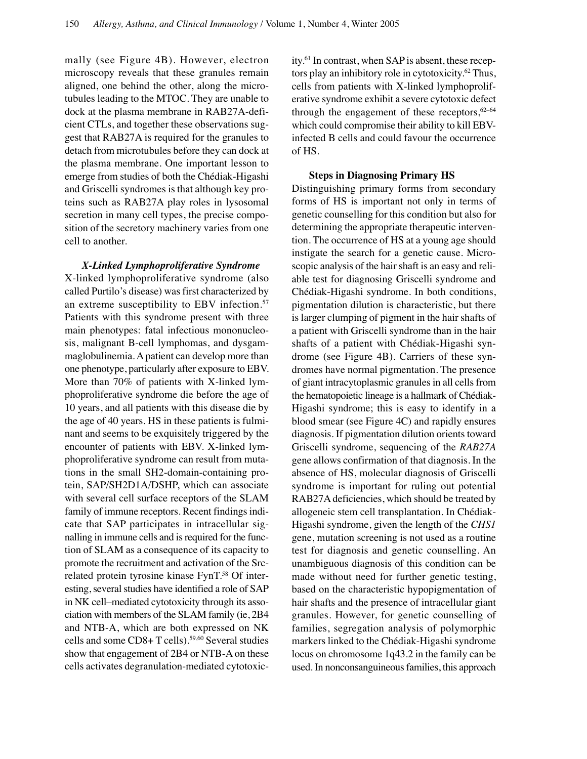mally (see Figure 4B). However, electron microscopy reveals that these granules remain aligned, one behind the other, along the microtubules leading to the MTOC. They are unable to dock at the plasma membrane in RAB27A-deficient CTLs, and together these observations suggest that RAB27A is required for the granules to detach from microtubules before they can dock at the plasma membrane. One important lesson to emerge from studies of both the Chédiak-Higashi and Griscelli syndromes is that although key proteins such as RAB27A play roles in lysosomal secretion in many cell types, the precise composition of the secretory machinery varies from one cell to another.

### *X-Linked Lymphoproliferative Syndrome*

X-linked lymphoproliferative syndrome (also called Purtilo's disease) was first characterized by an extreme susceptibility to EBV infection.[57] Patients with this syndrome present with three main phenotypes: fatal infectious mononucleosis, malignant B-cell lymphomas, and dysgammaglobulinemia. A patient can develop more than one phenotype, particularly after exposure to EBV. More than 70% of patients with X-linked lymphoproliferative syndrome die before the age of 10 years, and all patients with this disease die by the age of 40 years. HS in these patients is fulminant and seems to be exquisitely triggered by the encounter of patients with EBV. X-linked lymphoproliferative syndrome can result from mutations in the small SH2-domain-containing protein, SAP/SH2D1A/DSHP, which can associate with several cell surface receptors of the SLAM family of immune receptors. Recent findings indicate that SAP participates in intracellular signalling in immune cells and is required for the function of SLAM as a consequence of its capacity to promote the recruitment and activation of the Src-related protein tyrosine kinase FynT.[58] Of interesting, several studies have identified a role of SAP in NK cell–mediated cytotoxicity through its association with members of the SLAM family (ie, 2B4 and NTB-A, which are both expressed on NK cells and some CD8+ T cells).[59,60] Several studies show that engagement of 2B4 or NTB-A on these cells activates degranulation-mediated cytotoxicity.[61] In contrast, when SAP is absent, these receptors play an inhibitory role in cytotoxicity.[62] Thus, cells from patients with X-linked lymphoproliferative syndrome exhibit a severe cytotoxic defect through the engagement of these receptors,[62–64] which could compromise their ability to kill EBV-infected B cells and could favour the occurrence of HS.

### **Steps in Diagnosing Primary HS**

Distinguishing primary forms from secondary forms of HS is important not only in terms of genetic counselling for this condition but also for determining the appropriate therapeutic intervention. The occurrence of HS at a young age should instigate the search for a genetic cause. Microscopic analysis of the hair shaft is an easy and reliable test for diagnosing Griscelli syndrome and Chédiak-Higashi syndrome. In both conditions, pigmentation dilution is characteristic, but there is larger clumping of pigment in the hair shafts of a patient with Griscelli syndrome than in the hair shafts of a patient with Chédiak-Higashi syndrome (see Figure 4B). Carriers of these syndromes have normal pigmentation. The presence of giant intracytoplasmic granules in all cells from the hematopoietic lineage is a hallmark of Chédiak-Higashi syndrome; this is easy to identify in a blood smear (see Figure 4C) and rapidly ensures diagnosis. If pigmentation dilution orients toward Griscelli syndrome, sequencing of the *RAB27A* gene allows confirmation of that diagnosis. In the absence of HS, molecular diagnosis of Griscelli syndrome is important for ruling out potential RAB27A deficiencies, which should be treated by allogeneic stem cell transplantation. In Chédiak-Higashi syndrome, given the length of the *CHS1* gene, mutation screening is not used as a routine test for diagnosis and genetic counselling. An unambiguous diagnosis of this condition can be made without need for further genetic testing, based on the characteristic hypopigmentation of hair shafts and the presence of intracellular giant granules. However, for genetic counselling of families, segregation analysis of polymorphic markers linked to the Chédiak-Higashi syndrome locus on chromosome 1q43.2 in the family can be used. In nonconsanguineous families, this approach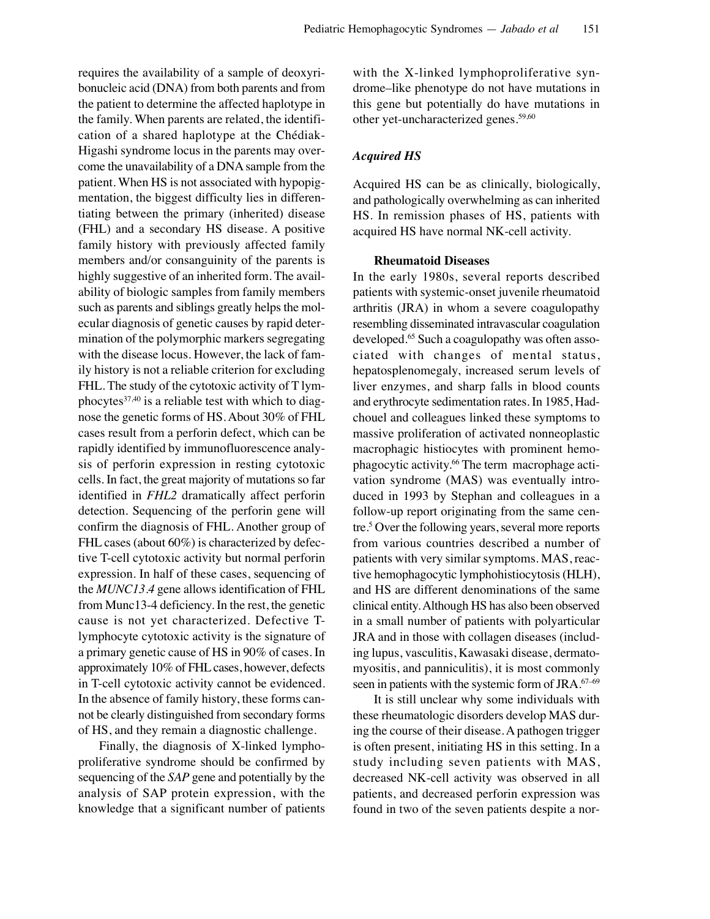requires the availability of a sample of deoxyribonucleic acid (DNA) from both parents and from the patient to determine the affected haplotype in the family. When parents are related, the identification of a shared haplotype at the Chédiak-Higashi syndrome locus in the parents may overcome the unavailability of a DNA sample from the patient. When HS is not associated with hypopigmentation, the biggest difficulty lies in differentiating between the primary (inherited) disease (FHL) and a secondary HS disease. A positive family history with previously affected family members and/or consanguinity of the parents is highly suggestive of an inherited form. The availability of biologic samples from family members such as parents and siblings greatly helps the molecular diagnosis of genetic causes by rapid determination of the polymorphic markers segregating with the disease locus. However, the lack of family history is not a reliable criterion for excluding FHL. The study of the cytotoxic activity of T lymphocytes[37,40] is a reliable test with which to diagnose the genetic forms of HS. About 30% of FHL cases result from a perforin defect, which can be rapidly identified by immunofluorescence analysis of perforin expression in resting cytotoxic cells. In fact, the great majority of mutations so far identified in *FHL2* dramatically affect perforin detection. Sequencing of the perforin gene will confirm the diagnosis of FHL. Another group of FHL cases (about 60%) is characterized by defective T-cell cytotoxic activity but normal perforin expression. In half of these cases, sequencing of the *MUNC13.4* gene allows identification of FHL from Munc13-4 deficiency. In the rest, the genetic cause is not yet characterized. Defective T-lymphocyte cytotoxic activity is the signature of a primary genetic cause of HS in 90% of cases. In approximately 10% of FHL cases, however, defects in T-cell cytotoxic activity cannot be evidenced. In the absence of family history, these forms cannot be clearly distinguished from secondary forms of HS, and they remain a diagnostic challenge.

Finally, the diagnosis of X-linked lymphoproliferative syndrome should be confirmed by sequencing of the *SAP* gene and potentially by the analysis of SAP protein expression, with the knowledge that a significant number of patients with the X-linked lymphoproliferative syndrome–like phenotype do not have mutations in this gene but potentially do have mutations in other yet-uncharacterized genes.[59,60]

### *Acquired HS*

Acquired HS can be as clinically, biologically, and pathologically overwhelming as can inherited HS. In remission phases of HS, patients with acquired HS have normal NK-cell activity.

#### Rheumatoid Diseases

In the early 1980s, several reports described patients with systemic-onset juvenile rheumatoid arthritis (JRA) in whom a severe coagulopathy resembling disseminated intravascular coagulation developed.[65] Such a coagulopathy was often associated with changes of mental status, hepatosplenomegaly, increased serum levels of liver enzymes, and sharp falls in blood counts and erythrocyte sedimentation rates. In 1985, Hadchouel and colleagues linked these symptoms to massive proliferation of activated nonneoplastic macrophagic histiocytes with prominent hemophagocytic activity.[66] The term macrophage activation syndrome (MAS) was eventually introduced in 1993 by Stephan and colleagues in a follow-up report originating from the same centre.[5] Over the following years, several more reports from various countries described a number of patients with very similar symptoms. MAS, reactive hemophagocytic lymphohistiocytosis (HLH), and HS are different denominations of the same clinical entity. Although HS has also been observed in a small number of patients with polyarticular JRA and in those with collagen diseases (including lupus, vasculitis, Kawasaki disease, dermatomyositis, and panniculitis), it is most commonly seen in patients with the systemic form of JRA.[67–69]

It is still unclear why some individuals with these rheumatologic disorders develop MAS during the course of their disease. A pathogen trigger is often present, initiating HS in this setting. In a study including seven patients with MAS, decreased NK-cell activity was observed in all patients, and decreased perforin expression was found in two of the seven patients despite a nor-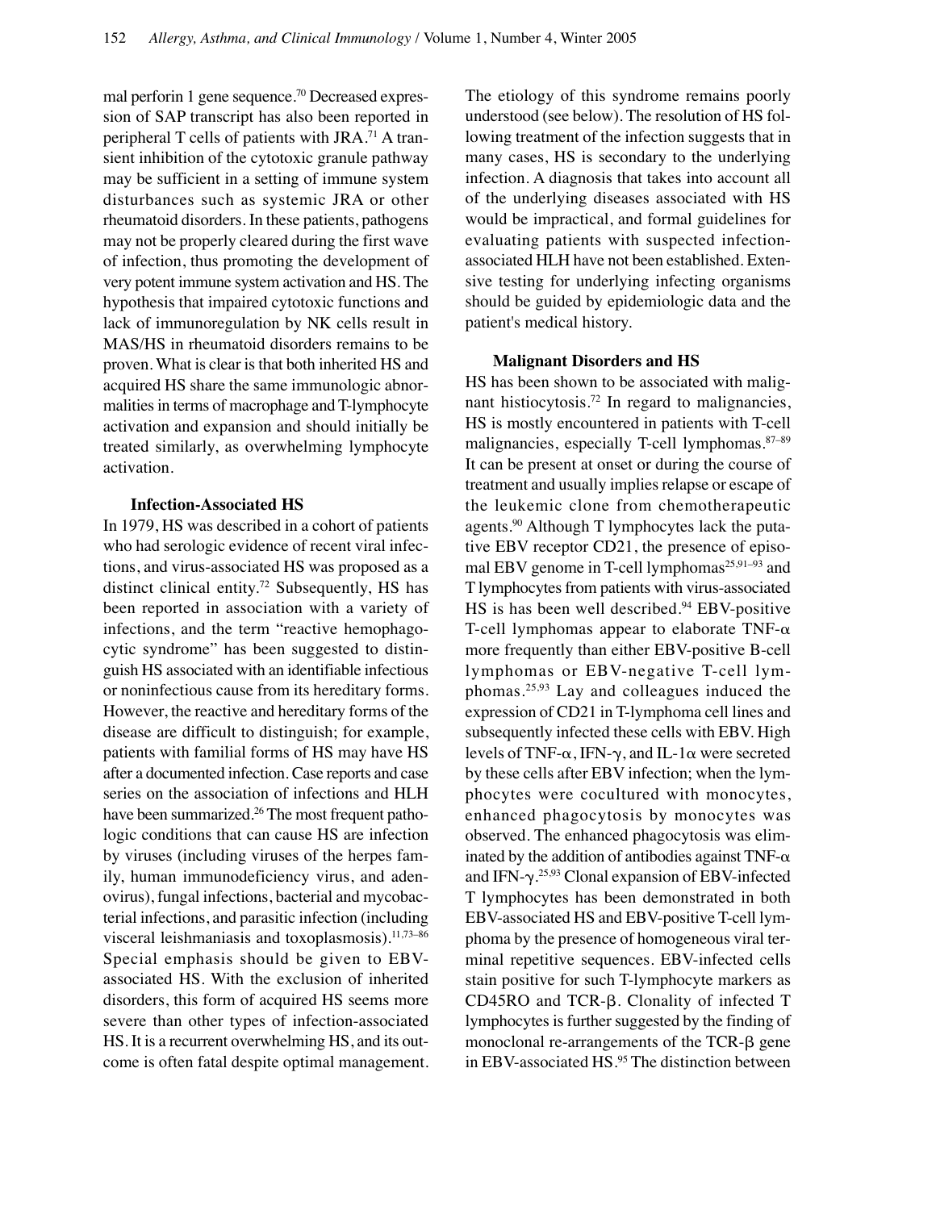mal perforin 1 gene sequence.[70] Decreased expression of SAP transcript has also been reported in peripheral T cells of patients with JRA.[71] A transient inhibition of the cytotoxic granule pathway may be sufficient in a setting of immune system disturbances such as systemic JRA or other rheumatoid disorders. In these patients, pathogens may not be properly cleared during the first wave of infection, thus promoting the development of very potent immune system activation and HS. The hypothesis that impaired cytotoxic functions and lack of immunoregulation by NK cells result in MAS/HS in rheumatoid disorders remains to be proven. What is clear is that both inherited HS and acquired HS share the same immunologic abnormalities in terms of macrophage and T-lymphocyte activation and expansion and should initially be treated similarly, as overwhelming lymphocyte activation.

### Infection-Associated HS

In 1979, HS was described in a cohort of patients who had serologic evidence of recent viral infections, and virus-associated HS was proposed as a distinct clinical entity.[72] Subsequently, HS has been reported in association with a variety of infections, and the term "reactive hemophagocytic syndrome" has been suggested to distinguish HS associated with an identifiable infectious or noninfectious cause from its hereditary forms. However, the reactive and hereditary forms of the disease are difficult to distinguish; for example, patients with familial forms of HS may have HS after a documented infection. Case reports and case series on the association of infections and HLH have been summarized.[26] The most frequent pathologic conditions that can cause HS are infection by viruses (including viruses of the herpes family, human immunodeficiency virus, and adenovirus), fungal infections, bacterial and mycobacterial infections, and parasitic infection (including visceral leishmaniasis and toxoplasmosis).[11,73–86] Special emphasis should be given to EBV-associated HS. With the exclusion of inherited disorders, this form of acquired HS seems more severe than other types of infection-associated HS. It is a recurrent overwhelming HS, and its outcome is often fatal despite optimal management. The etiology of this syndrome remains poorly understood (see below). The resolution of HS following treatment of the infection suggests that in many cases, HS is secondary to the underlying infection. A diagnosis that takes into account all of the underlying diseases associated with HS would be impractical, and formal guidelines for evaluating patients with suspected infection-associated HLH have not been established. Extensive testing for underlying infecting organisms should be guided by epidemiologic data and the patient's medical history.

### Malignant Disorders and HS

HS has been shown to be associated with malignant histiocytosis.[72] In regard to malignancies, HS is mostly encountered in patients with T-cell malignancies, especially T-cell lymphomas.[87–89] It can be present at onset or during the course of treatment and usually implies relapse or escape of the leukemic clone from chemotherapeutic agents.[90] Although T lymphocytes lack the putative EBV receptor CD21, the presence of episomal EBV genome in T-cell lymphomas[25,91–93] and T lymphocytes from patients with virus-associated HS is has been well described.[94] EBV-positive T-cell lymphomas appear to elaborate TNF-$\alpha$ more frequently than either EBV-positive B-cell lymphomas or EBV-negative T-cell lymphomas.[25,93] Lay and colleagues induced the expression of CD21 in T-lymphoma cell lines and subsequently infected these cells with EBV. High levels of TNF-$\alpha$, IFN-$\gamma$, and IL-1$\alpha$ were secreted by these cells after EBV infection; when the lymphocytes were cocultured with monocytes, enhanced phagocytosis by monocytes was observed. The enhanced phagocytosis was eliminated by the addition of antibodies against TNF-$\alpha$ and IFN-$\gamma$.[25,93] Clonal expansion of EBV-infected T lymphocytes has been demonstrated in both EBV-associated HS and EBV-positive T-cell lymphoma by the presence of homogeneous viral terminal repetitive sequences. EBV-infected cells stain positive for such T-lymphocyte markers as CD45RO and TCR-$\beta$. Clonality of infected T lymphocytes is further suggested by the finding of monoclonal re-arrangements of the TCR-$\beta$ gene in EBV-associated HS.[95] The distinction between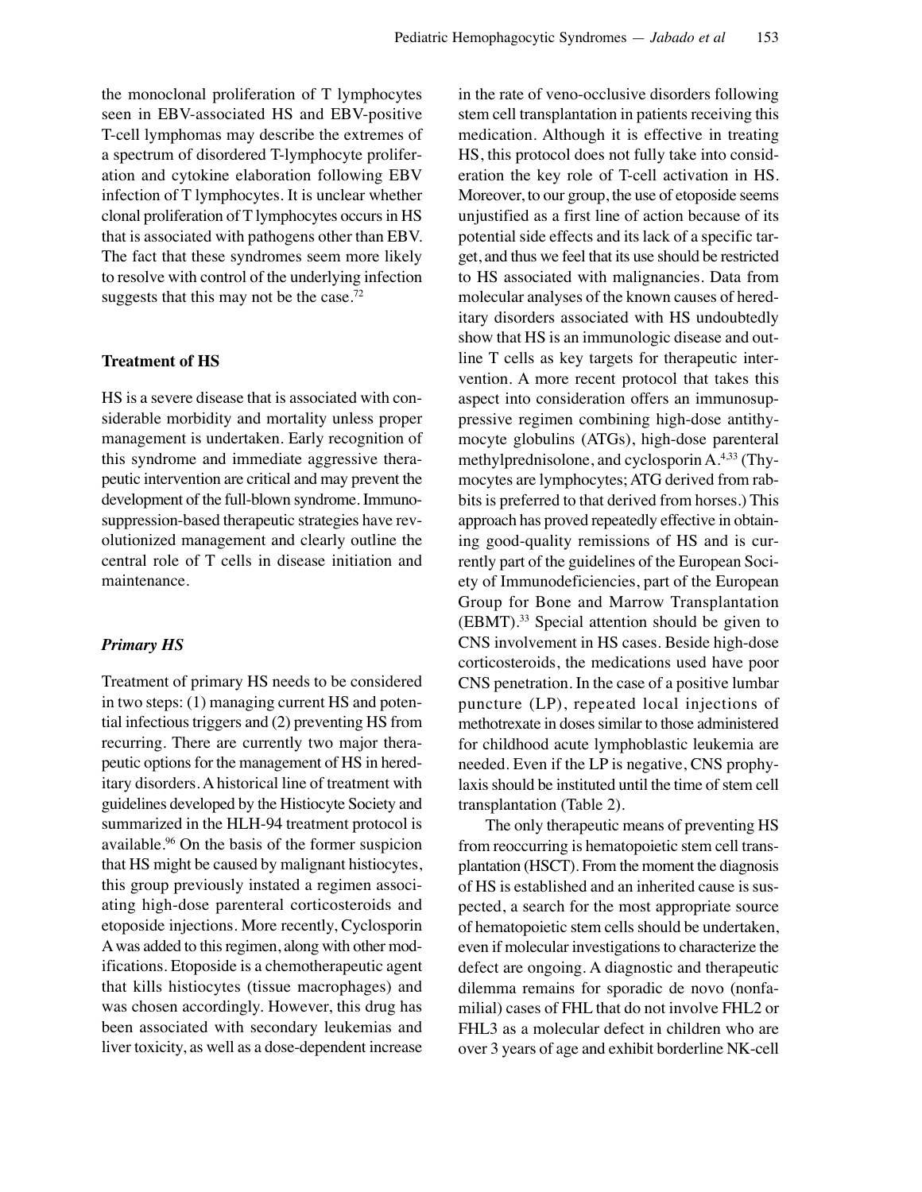the monoclonal proliferation of T lymphocytes seen in EBV-associated HS and EBV-positive T-cell lymphomas may describe the extremes of a spectrum of disordered T-lymphocyte proliferation and cytokine elaboration following EBV infection of T lymphocytes. It is unclear whether clonal proliferation of T lymphocytes occurs in HS that is associated with pathogens other than EBV. The fact that these syndromes seem more likely to resolve with control of the underlying infection suggests that this may not be the case.[72]

## Treatment of HS

HS is a severe disease that is associated with considerable morbidity and mortality unless proper management is undertaken. Early recognition of this syndrome and immediate aggressive therapeutic intervention are critical and may prevent the development of the full-blown syndrome. Immunosuppression-based therapeutic strategies have revolutionized management and clearly outline the central role of T cells in disease initiation and maintenance.

### *Primary HS*

Treatment of primary HS needs to be considered in two steps: (1) managing current HS and potential infectious triggers and (2) preventing HS from recurring. There are currently two major therapeutic options for the management of HS in hereditary disorders. A historical line of treatment with guidelines developed by the Histiocyte Society and summarized in the HLH-94 treatment protocol is available.[96] On the basis of the former suspicion that HS might be caused by malignant histiocytes, this group previously instated a regimen associating high-dose parenteral corticosteroids and etoposide injections. More recently, Cyclosporin A was added to this regimen, along with other modifications. Etoposide is a chemotherapeutic agent that kills histiocytes (tissue macrophages) and was chosen accordingly. However, this drug has been associated with secondary leukemias and liver toxicity, as well as a dose-dependent increase in the rate of veno-occlusive disorders following stem cell transplantation in patients receiving this medication. Although it is effective in treating HS, this protocol does not fully take into consideration the key role of T-cell activation in HS. Moreover, to our group, the use of etoposide seems unjustified as a first line of action because of its potential side effects and its lack of a specific target, and thus we feel that its use should be restricted to HS associated with malignancies. Data from molecular analyses of the known causes of hereditary disorders associated with HS undoubtedly show that HS is an immunologic disease and outline T cells as key targets for therapeutic intervention. A more recent protocol that takes this aspect into consideration offers an immunosuppressive regimen combining high-dose antithymocyte globulins (ATGs), high-dose parenteral methylprednisolone, and cyclosporin A.[4,33] (Thymocytes are lymphocytes; ATG derived from rabbits is preferred to that derived from horses.) This approach has proved repeatedly effective in obtaining good-quality remissions of HS and is currently part of the guidelines of the European Society of Immunodeficiencies, part of the European Group for Bone and Marrow Transplantation (EBMT).[33] Special attention should be given to CNS involvement in HS cases. Beside high-dose corticosteroids, the medications used have poor CNS penetration. In the case of a positive lumbar puncture (LP), repeated local injections of methotrexate in doses similar to those administered for childhood acute lymphoblastic leukemia are needed. Even if the LP is negative, CNS prophylaxis should be instituted until the time of stem cell transplantation (Table 2).

The only therapeutic means of preventing HS from reoccurring is hematopoietic stem cell transplantation (HSCT). From the moment the diagnosis of HS is established and an inherited cause is suspected, a search for the most appropriate source of hematopoietic stem cells should be undertaken, even if molecular investigations to characterize the defect are ongoing. A diagnostic and therapeutic dilemma remains for sporadic de novo (nonfamilial) cases of FHL that do not involve FHL2 or FHL3 as a molecular defect in children who are over 3 years of age and exhibit borderline NK-cell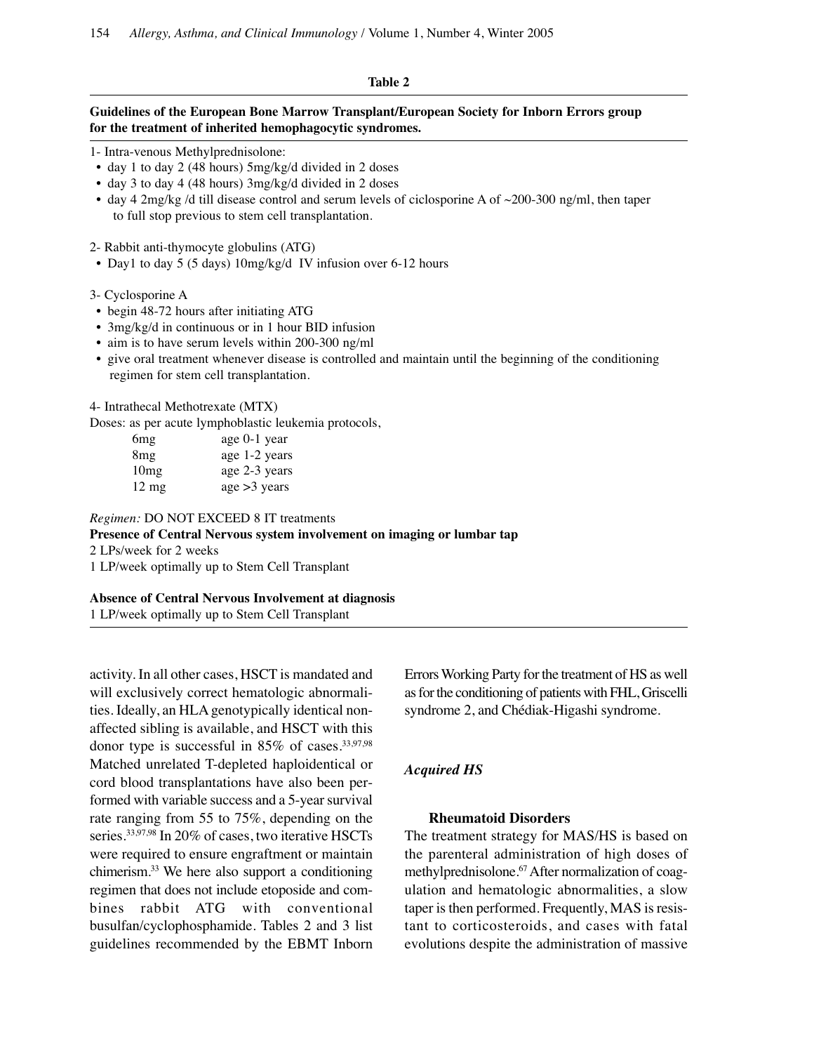**Table 2**

**Guidelines of the European Bone Marrow Transplant/European Society for Inborn Errors group for the treatment of inherited hemophagocytic syndromes.**

1- Intra-venous Methylprednisolone:
- day 1 to day 2 (48 hours) 5mg/kg/d divided in 2 doses
- day 3 to day 4 (48 hours) 3mg/kg/d divided in 2 doses
- day 4 2mg/kg /d till disease control and serum levels of ciclosporine A of ~200-300 ng/ml, then taper to full stop previous to stem cell transplantation.

2- Rabbit anti-thymocyte globulins (ATG)
- Day1 to day 5 (5 days) 10mg/kg/d IV infusion over 6-12 hours

3- Cyclosporine A
- begin 48-72 hours after initiating ATG
- 3mg/kg/d in continuous or in 1 hour BID infusion
- aim is to have serum levels within 200-300 ng/ml
- give oral treatment whenever disease is controlled and maintain until the beginning of the conditioning regimen for stem cell transplantation.

4- Intrathecal Methotrexate (MTX)

Doses: as per acute lymphoblastic leukemia protocols,

| | |
|---|---|
| 6mg | age 0-1 year |
| 8mg | age 1-2 years |
| 10mg | age 2-3 years |
| 12 mg | age >3 years |

*Regimen:* DO NOT EXCEED 8 IT treatments

**Presence of Central Nervous system involvement on imaging or lumbar tap**

2 LPs/week for 2 weeks

1 LP/week optimally up to Stem Cell Transplant

**Absence of Central Nervous Involvement at diagnosis**

1 LP/week optimally up to Stem Cell Transplant

activity. In all other cases, HSCT is mandated and will exclusively correct hematologic abnormalities. Ideally, an HLA genotypically identical non-affected sibling is available, and HSCT with this donor type is successful in 85% of cases.[33,97,98] Matched unrelated T-depleted haploidentical or cord blood transplantations have also been performed with variable success and a 5-year survival rate ranging from 55 to 75%, depending on the series.[33,97,98] In 20% of cases, two iterative HSCTs were required to ensure engraftment or maintain chimerism.[33] We here also support a conditioning regimen that does not include etoposide and combines rabbit ATG with conventional busulfan/cyclophosphamide. Tables 2 and 3 list guidelines recommended by the EBMT Inborn Errors Working Party for the treatment of HS as well as for the conditioning of patients with FHL, Griscelli syndrome 2, and Chédiak-Higashi syndrome.

### *Acquired HS*

#### Rheumatoid Disorders

The treatment strategy for MAS/HS is based on the parenteral administration of high doses of methylprednisolone.[67] After normalization of coagulation and hematologic abnormalities, a slow taper is then performed. Frequently, MAS is resistant to corticosteroids, and cases with fatal evolutions despite the administration of massive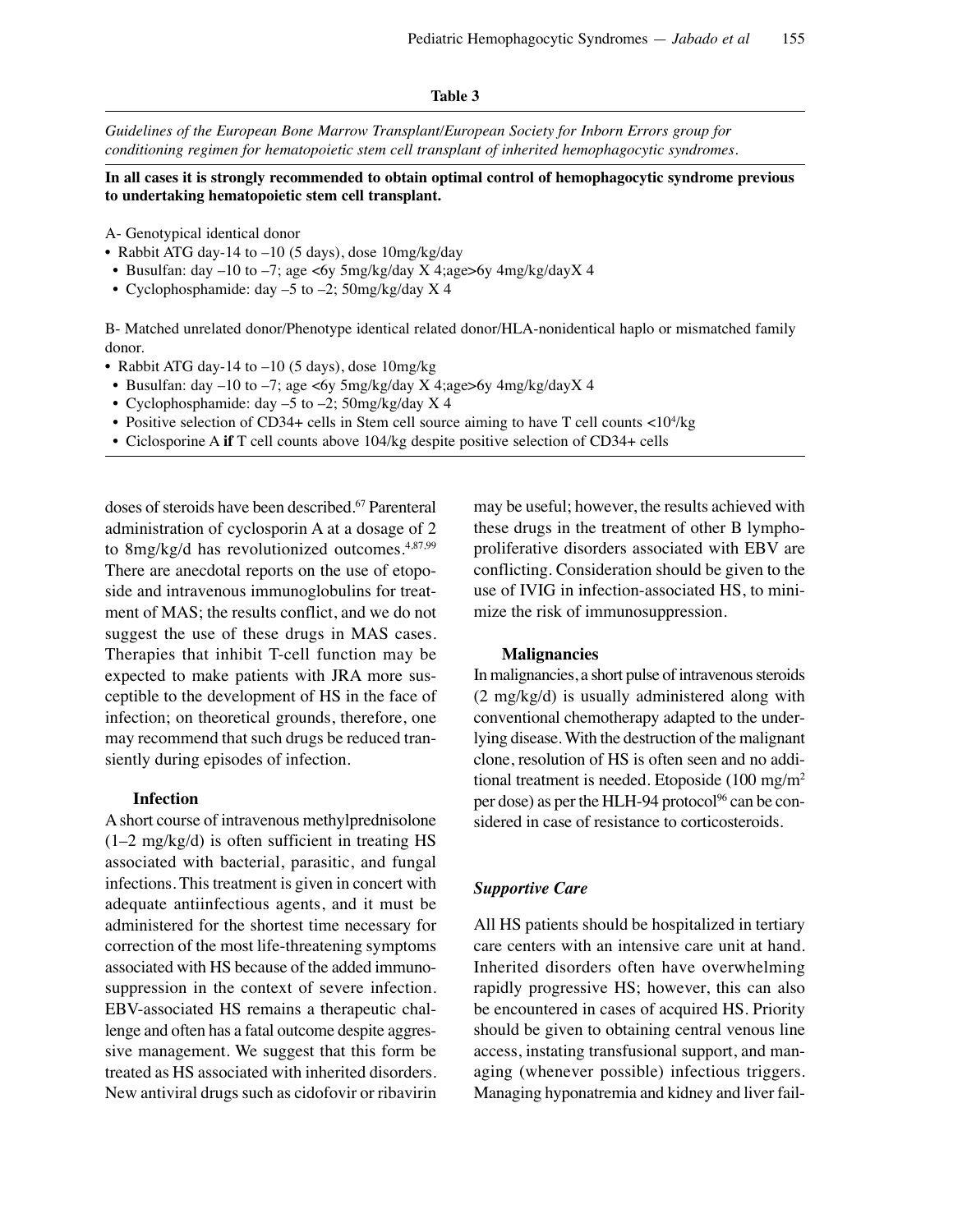**Table 3**

*Guidelines of the European Bone Marrow Transplant/European Society for Inborn Errors group for conditioning regimen for hematopoietic stem cell transplant of inherited hemophagocytic syndromes.*

**In all cases it is strongly recommended to obtain optimal control of hemophagocytic syndrome previous to undertaking hematopoietic stem cell transplant.**

A- Genotypical identical donor
- Rabbit ATG day-14 to –10 (5 days), dose 10mg/kg/day
- Busulfan: day –10 to –7; age <6y 5mg/kg/day X 4;age>6y 4mg/kg/dayX 4
- Cyclophosphamide: day –5 to –2; 50mg/kg/day X 4

B- Matched unrelated donor/Phenotype identical related donor/HLA-nonidentical haplo or mismatched family donor.
- Rabbit ATG day-14 to –10 (5 days), dose 10mg/kg
- Busulfan: day –10 to –7; age <6y 5mg/kg/day X 4;age>6y 4mg/kg/dayX 4
- Cyclophosphamide: day –5 to –2; 50mg/kg/day X 4
- Positive selection of CD34+ cells in Stem cell source aiming to have T cell counts <$10^4$/kg
- Ciclosporine A **if** T cell counts above 104/kg despite positive selection of CD34+ cells

doses of steroids have been described.[67] Parenteral administration of cyclosporin A at a dosage of 2 to 8mg/kg/d has revolutionized outcomes.[4,87,99] There are anecdotal reports on the use of etoposide and intravenous immunoglobulins for treatment of MAS; the results conflict, and we do not suggest the use of these drugs in MAS cases. Therapies that inhibit T-cell function may be expected to make patients with JRA more susceptible to the development of HS in the face of infection; on theoretical grounds, therefore, one may recommend that such drugs be reduced transiently during episodes of infection.

### Infection

A short course of intravenous methylprednisolone (1–2 mg/kg/d) is often sufficient in treating HS associated with bacterial, parasitic, and fungal infections. This treatment is given in concert with adequate antiinfectious agents, and it must be administered for the shortest time necessary for correction of the most life-threatening symptoms associated with HS because of the added immunosuppression in the context of severe infection. EBV-associated HS remains a therapeutic challenge and often has a fatal outcome despite aggressive management. We suggest that this form be treated as HS associated with inherited disorders. New antiviral drugs such as cidofovir or ribavirin may be useful; however, the results achieved with these drugs in the treatment of other B lymphoproliferative disorders associated with EBV are conflicting. Consideration should be given to the use of IVIG in infection-associated HS, to minimize the risk of immunosuppression.

### Malignancies

In malignancies, a short pulse of intravenous steroids (2 mg/kg/d) is usually administered along with conventional chemotherapy adapted to the underlying disease. With the destruction of the malignant clone, resolution of HS is often seen and no additional treatment is needed. Etoposide (100 mg/$m^2$ per dose) as per the HLH-94 protocol[96] can be considered in case of resistance to corticosteroids.

## *Supportive Care*

All HS patients should be hospitalized in tertiary care centers with an intensive care unit at hand. Inherited disorders often have overwhelming rapidly progressive HS; however, this can also be encountered in cases of acquired HS. Priority should be given to obtaining central venous line access, instating transfusional support, and managing (whenever possible) infectious triggers. Managing hyponatremia and kidney and liver fail-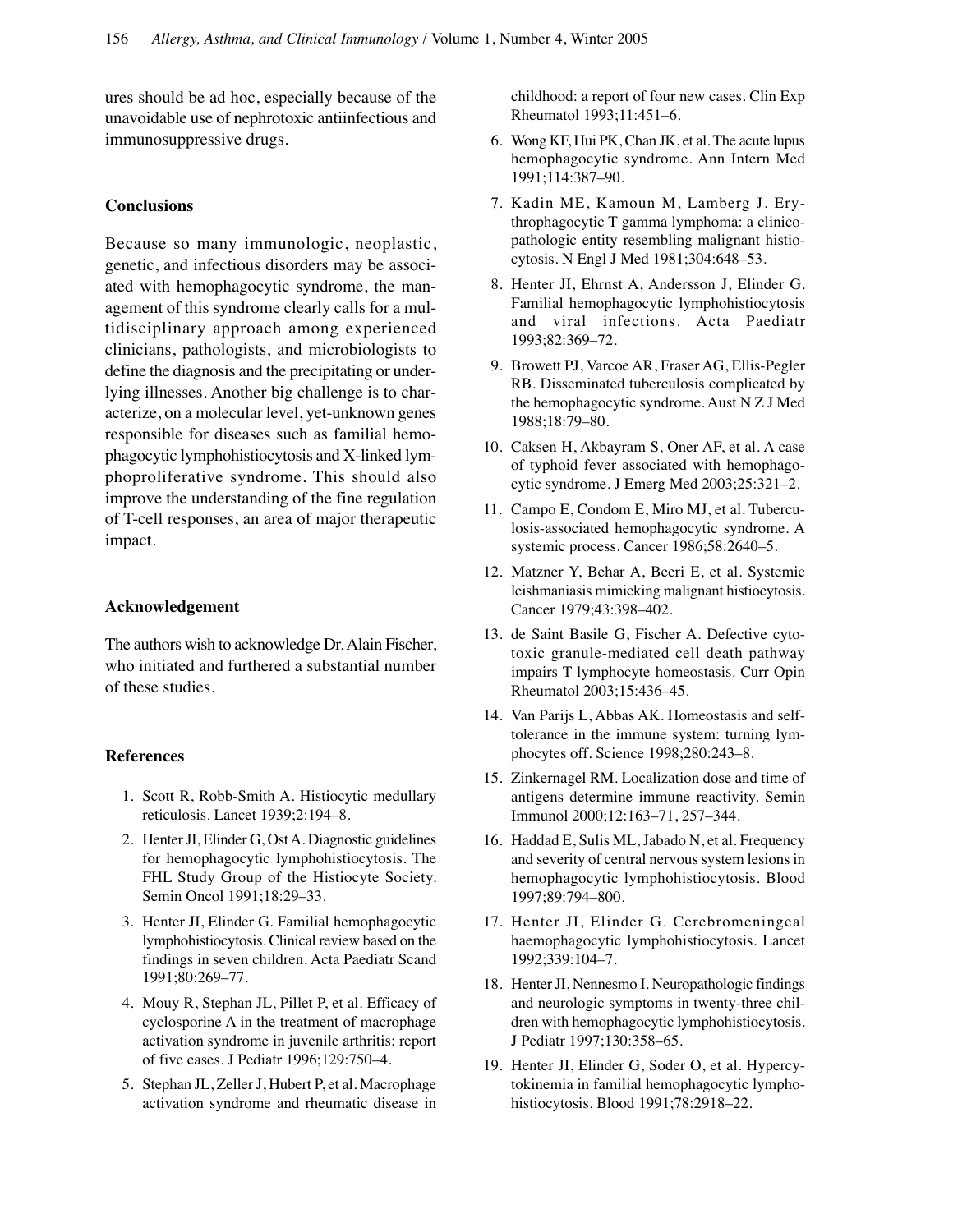ures should be ad hoc, especially because of the unavoidable use of nephrotoxic antiinfectious and immunosuppressive drugs.

## Conclusions

Because so many immunologic, neoplastic, genetic, and infectious disorders may be associated with hemophagocytic syndrome, the management of this syndrome clearly calls for a multidisciplinary approach among experienced clinicians, pathologists, and microbiologists to define the diagnosis and the precipitating or underlying illnesses. Another big challenge is to characterize, on a molecular level, yet-unknown genes responsible for diseases such as familial hemophagocytic lymphohistiocytosis and X-linked lymphoproliferative syndrome. This should also improve the understanding of the fine regulation of T-cell responses, an area of major therapeutic impact.

## Acknowledgement

The authors wish to acknowledge Dr. Alain Fischer, who initiated and furthered a substantial number of these studies.

## References

1. Scott R, Robb-Smith A. Histiocytic medullary reticulosis. Lancet 1939;2:194–8.
2. Henter JI, Elinder G, Ost A. Diagnostic guidelines for hemophagocytic lymphohistiocytosis. The FHL Study Group of the Histiocyte Society. Semin Oncol 1991;18:29–33.
3. Henter JI, Elinder G. Familial hemophagocytic lymphohistiocytosis. Clinical review based on the findings in seven children. Acta Paediatr Scand 1991;80:269–77.
4. Mouy R, Stephan JL, Pillet P, et al. Efficacy of cyclosporine A in the treatment of macrophage activation syndrome in juvenile arthritis: report of five cases. J Pediatr 1996;129:750–4.
5. Stephan JL, Zeller J, Hubert P, et al. Macrophage activation syndrome and rheumatic disease in childhood: a report of four new cases. Clin Exp Rheumatol 1993;11:451–6.
6. Wong KF, Hui PK, Chan JK, et al. The acute lupus hemophagocytic syndrome. Ann Intern Med 1991;114:387–90.
7. Kadin ME, Kamoun M, Lamberg J. Erythrophagocytic T gamma lymphoma: a clinicopathologic entity resembling malignant histiocytosis. N Engl J Med 1981;304:648–53.
8. Henter JI, Ehrnst A, Andersson J, Elinder G. Familial hemophagocytic lymphohistiocytosis and viral infections. Acta Paediatr 1993;82:369–72.
9. Browett PJ, Varcoe AR, Fraser AG, Ellis-Pegler RB. Disseminated tuberculosis complicated by the hemophagocytic syndrome. Aust N Z J Med 1988;18:79–80.
10. Caksen H, Akbayram S, Oner AF, et al. A case of typhoid fever associated with hemophagocytic syndrome. J Emerg Med 2003;25:321–2.
11. Campo E, Condom E, Miro MJ, et al. Tuberculosis-associated hemophagocytic syndrome. A systemic process. Cancer 1986;58:2640–5.
12. Matzner Y, Behar A, Beeri E, et al. Systemic leishmaniasis mimicking malignant histiocytosis. Cancer 1979;43:398–402.
13. de Saint Basile G, Fischer A. Defective cytotoxic granule-mediated cell death pathway impairs T lymphocyte homeostasis. Curr Opin Rheumatol 2003;15:436–45.
14. Van Parijs L, Abbas AK. Homeostasis and self-tolerance in the immune system: turning lymphocytes off. Science 1998;280:243–8.
15. Zinkernagel RM. Localization dose and time of antigens determine immune reactivity. Semin Immunol 2000;12:163–71, 257–344.
16. Haddad E, Sulis ML, Jabado N, et al. Frequency and severity of central nervous system lesions in hemophagocytic lymphohistiocytosis. Blood 1997;89:794–800.
17. Henter JI, Elinder G. Cerebromeningeal haemophagocytic lymphohistiocytosis. Lancet 1992;339:104–7.
18. Henter JI, Nennesmo I. Neuropathologic findings and neurologic symptoms in twenty-three children with hemophagocytic lymphohistiocytosis. J Pediatr 1997;130:358–65.
19. Henter JI, Elinder G, Soder O, et al. Hypercytokinemia in familial hemophagocytic lymphohistiocytosis. Blood 1991;78:2918–22.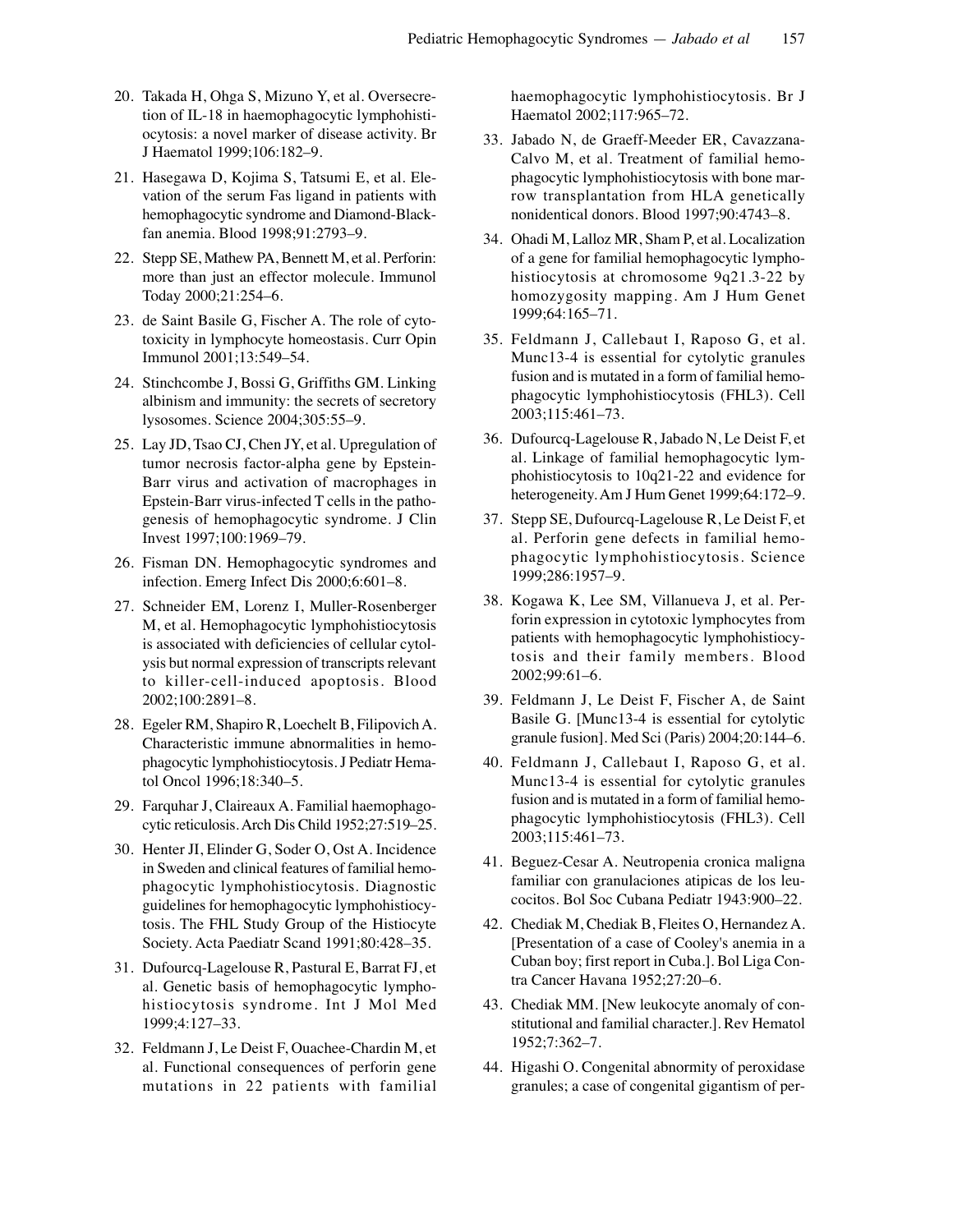20. Takada H, Ohga S, Mizuno Y, et al. Oversecretion of IL-18 in haemophagocytic lymphohistiocytosis: a novel marker of disease activity. Br J Haematol 1999;106:182–9.

21. Hasegawa D, Kojima S, Tatsumi E, et al. Elevation of the serum Fas ligand in patients with hemophagocytic syndrome and Diamond-Blackfan anemia. Blood 1998;91:2793–9.

22. Stepp SE, Mathew PA, Bennett M, et al. Perforin: more than just an effector molecule. Immunol Today 2000;21:254–6.

23. de Saint Basile G, Fischer A. The role of cytotoxicity in lymphocyte homeostasis. Curr Opin Immunol 2001;13:549–54.

24. Stinchcombe J, Bossi G, Griffiths GM. Linking albinism and immunity: the secrets of secretory lysosomes. Science 2004;305:55–9.

25. Lay JD, Tsao CJ, Chen JY, et al. Upregulation of tumor necrosis factor-alpha gene by Epstein-Barr virus and activation of macrophages in Epstein-Barr virus-infected T cells in the pathogenesis of hemophagocytic syndrome. J Clin Invest 1997;100:1969–79.

26. Fisman DN. Hemophagocytic syndromes and infection. Emerg Infect Dis 2000;6:601–8.

27. Schneider EM, Lorenz I, Muller-Rosenberger M, et al. Hemophagocytic lymphohistiocytosis is associated with deficiencies of cellular cytolysis but normal expression of transcripts relevant to killer-cell-induced apoptosis. Blood 2002;100:2891–8.

28. Egeler RM, Shapiro R, Loechelt B, Filipovich A. Characteristic immune abnormalities in hemophagocytic lymphohistiocytosis. J Pediatr Hematol Oncol 1996;18:340–5.

29. Farquhar J, Claireaux A. Familial haemophagocytic reticulosis. Arch Dis Child 1952;27:519–25.

30. Henter JI, Elinder G, Soder O, Ost A. Incidence in Sweden and clinical features of familial hemophagocytic lymphohistiocytosis. Diagnostic guidelines for hemophagocytic lymphohistiocytosis. The FHL Study Group of the Histiocyte Society. Acta Paediatr Scand 1991;80:428–35.

31. Dufourcq-Lagelouse R, Pastural E, Barrat FJ, et al. Genetic basis of hemophagocytic lymphohistiocytosis syndrome. Int J Mol Med 1999;4:127–33.

32. Feldmann J, Le Deist F, Ouachee-Chardin M, et al. Functional consequences of perforin gene mutations in 22 patients with familial haemophagocytic lymphohistiocytosis. Br J Haematol 2002;117:965–72.

33. Jabado N, de Graeff-Meeder ER, Cavazzana-Calvo M, et al. Treatment of familial hemophagocytic lymphohistiocytosis with bone marrow transplantation from HLA genetically nonidentical donors. Blood 1997;90:4743–8.

34. Ohadi M, Lalloz MR, Sham P, et al. Localization of a gene for familial hemophagocytic lymphohistiocytosis at chromosome 9q21.3-22 by homozygosity mapping. Am J Hum Genet 1999;64:165–71.

35. Feldmann J, Callebaut I, Raposo G, et al. Munc13-4 is essential for cytolytic granules fusion and is mutated in a form of familial hemophagocytic lymphohistiocytosis (FHL3). Cell 2003;115:461–73.

36. Dufourcq-Lagelouse R, Jabado N, Le Deist F, et al. Linkage of familial hemophagocytic lymphohistiocytosis to 10q21-22 and evidence for heterogeneity. Am J Hum Genet 1999;64:172–9.

37. Stepp SE, Dufourcq-Lagelouse R, Le Deist F, et al. Perforin gene defects in familial hemophagocytic lymphohistiocytosis. Science 1999;286:1957–9.

38. Kogawa K, Lee SM, Villanueva J, et al. Perforin expression in cytotoxic lymphocytes from patients with hemophagocytic lymphohistiocytosis and their family members. Blood 2002;99:61–6.

39. Feldmann J, Le Deist F, Fischer A, de Saint Basile G. [Munc13-4 is essential for cytolytic granule fusion]. Med Sci (Paris) 2004;20:144–6.

40. Feldmann J, Callebaut I, Raposo G, et al. Munc13-4 is essential for cytolytic granules fusion and is mutated in a form of familial hemophagocytic lymphohistiocytosis (FHL3). Cell 2003;115:461–73.

41. Beguez-Cesar A. Neutropenia cronica maligna familiar con granulaciones atipicas de los leucocitos. Bol Soc Cubana Pediatr 1943:900–22.

42. Chediak M, Chediak B, Fleites O, Hernandez A. [Presentation of a case of Cooley's anemia in a Cuban boy; first report in Cuba.]. Bol Liga Contra Cancer Havana 1952;27:20–6.

43. Chediak MM. [New leukocyte anomaly of constitutional and familial character.]. Rev Hematol 1952;7:362–7.

44. Higashi O. Congenital abnormity of peroxidase granules; a case of congenital gigantism of per-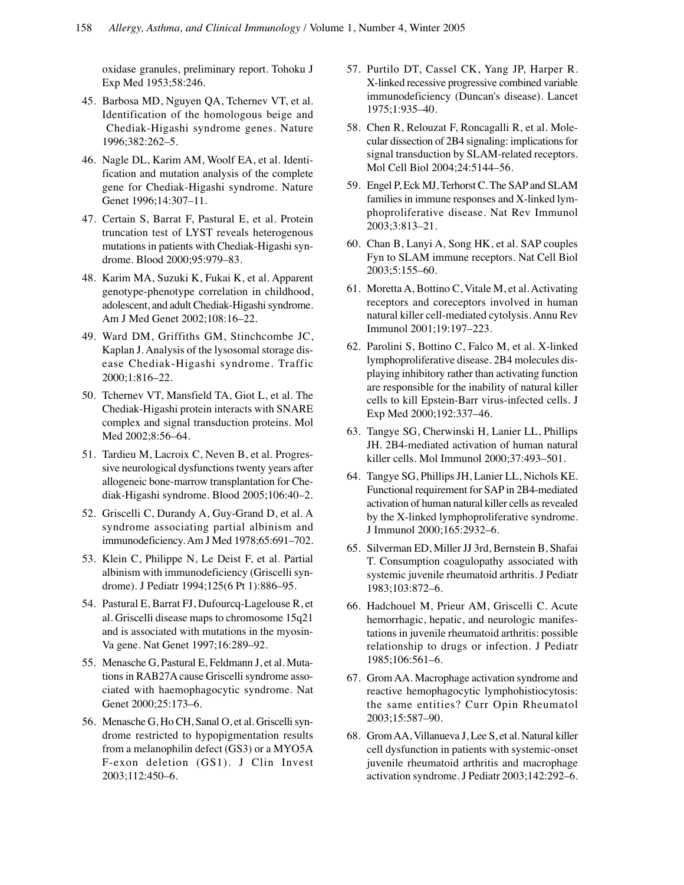oxidase granules, preliminary report. Tohoku J Exp Med 1953;58:246.

45. Barbosa MD, Nguyen QA, Tchernev VT, et al. Identification of the homologous beige and Chediak-Higashi syndrome genes. Nature 1996;382:262–5.
46. Nagle DL, Karim AM, Woolf EA, et al. Identification and mutation analysis of the complete gene for Chediak-Higashi syndrome. Nature Genet 1996;14:307–11.
47. Certain S, Barrat F, Pastural E, et al. Protein truncation test of LYST reveals heterogenous mutations in patients with Chediak-Higashi syndrome. Blood 2000;95:979–83.
48. Karim MA, Suzuki K, Fukai K, et al. Apparent genotype-phenotype correlation in childhood, adolescent, and adult Chediak-Higashi syndrome. Am J Med Genet 2002;108:16–22.
49. Ward DM, Griffiths GM, Stinchcombe JC, Kaplan J. Analysis of the lysosomal storage disease Chediak-Higashi syndrome. Traffic 2000;1:816–22.
50. Tchernev VT, Mansfield TA, Giot L, et al. The Chediak-Higashi protein interacts with SNARE complex and signal transduction proteins. Mol Med 2002;8:56–64.
51. Tardieu M, Lacroix C, Neven B, et al. Progressive neurological dysfunctions twenty years after allogeneic bone-marrow transplantation for Chediak-Higashi syndrome. Blood 2005;106:40–2.
52. Griscelli C, Durandy A, Guy-Grand D, et al. A syndrome associating partial albinism and immunodeficiency. Am J Med 1978;65:691–702.
53. Klein C, Philippe N, Le Deist F, et al. Partial albinism with immunodeficiency (Griscelli syndrome). J Pediatr 1994;125(6 Pt 1):886–95.
54. Pastural E, Barrat FJ, Dufourcq-Lagelouse R, et al. Griscelli disease maps to chromosome 15q21 and is associated with mutations in the myosin-Va gene. Nat Genet 1997;16:289–92.
55. Menasche G, Pastural E, Feldmann J, et al. Mutations in RAB27A cause Griscelli syndrome associated with haemophagocytic syndrome. Nat Genet 2000;25:173–6.
56. Menasche G, Ho CH, Sanal O, et al. Griscelli syndrome restricted to hypopigmentation results from a melanophilin defect (GS3) or a MYO5A F-exon deletion (GS1). J Clin Invest 2003;112:450–6.
57. Purtilo DT, Cassel CK, Yang JP, Harper R. X-linked recessive progressive combined variable immunodeficiency (Duncan's disease). Lancet 1975;1:935–40.
58. Chen R, Relouzat F, Roncagalli R, et al. Molecular dissection of 2B4 signaling: implications for signal transduction by SLAM-related receptors. Mol Cell Biol 2004;24:5144–56.
59. Engel P, Eck MJ, Terhorst C. The SAP and SLAM families in immune responses and X-linked lymphoproliferative disease. Nat Rev Immunol 2003;3:813–21.
60. Chan B, Lanyi A, Song HK, et al. SAP couples Fyn to SLAM immune receptors. Nat Cell Biol 2003;5:155–60.
61. Moretta A, Bottino C, Vitale M, et al. Activating receptors and coreceptors involved in human natural killer cell-mediated cytolysis. Annu Rev Immunol 2001;19:197–223.
62. Parolini S, Bottino C, Falco M, et al. X-linked lymphoproliferative disease. 2B4 molecules displaying inhibitory rather than activating function are responsible for the inability of natural killer cells to kill Epstein-Barr virus-infected cells. J Exp Med 2000;192:337–46.
63. Tangye SG, Cherwinski H, Lanier LL, Phillips JH. 2B4-mediated activation of human natural killer cells. Mol Immunol 2000;37:493–501.
64. Tangye SG, Phillips JH, Lanier LL, Nichols KE. Functional requirement for SAP in 2B4-mediated activation of human natural killer cells as revealed by the X-linked lymphoproliferative syndrome. J Immunol 2000;165:2932–6.
65. Silverman ED, Miller JJ 3rd, Bernstein B, Shafai T. Consumption coagulopathy associated with systemic juvenile rheumatoid arthritis. J Pediatr 1983;103:872–6.
66. Hadchouel M, Prieur AM, Griscelli C. Acute hemorrhagic, hepatic, and neurologic manifestations in juvenile rheumatoid arthritis: possible relationship to drugs or infection. J Pediatr 1985;106:561–6.
67. Grom AA. Macrophage activation syndrome and reactive hemophagocytic lymphohistiocytosis: the same entities? Curr Opin Rheumatol 2003;15:587–90.
68. Grom AA, Villanueva J, Lee S, et al. Natural killer cell dysfunction in patients with systemic-onset juvenile rheumatoid arthritis and macrophage activation syndrome. J Pediatr 2003;142:292–6.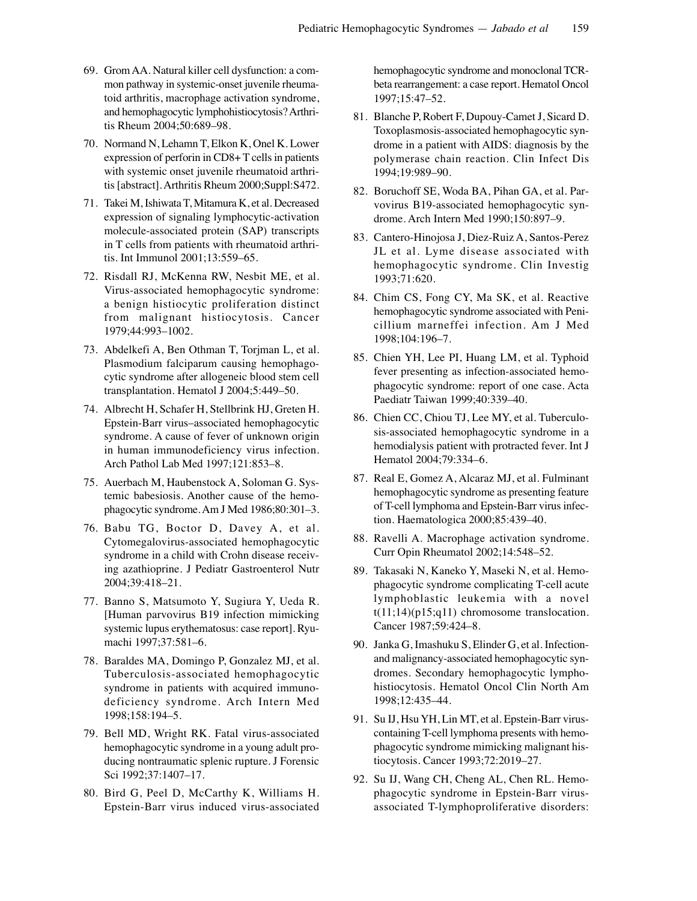69. Grom AA. Natural killer cell dysfunction: a common pathway in systemic-onset juvenile rheumatoid arthritis, macrophage activation syndrome, and hemophagocytic lymphohistiocytosis? Arthritis Rheum 2004;50:689–98.
70. Normand N, Lehamn T, Elkon K, Onel K. Lower expression of perforin in CD8+ T cells in patients with systemic onset juvenile rheumatoid arthritis [abstract]. Arthritis Rheum 2000;Suppl:S472.
71. Takei M, Ishiwata T, Mitamura K, et al. Decreased expression of signaling lymphocytic-activation molecule-associated protein (SAP) transcripts in T cells from patients with rheumatoid arthritis. Int Immunol 2001;13:559–65.
72. Risdall RJ, McKenna RW, Nesbit ME, et al. Virus-associated hemophagocytic syndrome: a benign histiocytic proliferation distinct from malignant histiocytosis. Cancer 1979;44:993–1002.
73. Abdelkefi A, Ben Othman T, Torjman L, et al. Plasmodium falciparum causing hemophagocytic syndrome after allogeneic blood stem cell transplantation. Hematol J 2004;5:449–50.
74. Albrecht H, Schafer H, Stellbrink HJ, Greten H. Epstein-Barr virus–associated hemophagocytic syndrome. A cause of fever of unknown origin in human immunodeficiency virus infection. Arch Pathol Lab Med 1997;121:853–8.
75. Auerbach M, Haubenstock A, Soloman G. Systemic babesiosis. Another cause of the hemophagocytic syndrome. Am J Med 1986;80:301–3.
76. Babu TG, Boctor D, Davey A, et al. Cytomegalovirus-associated hemophagocytic syndrome in a child with Crohn disease receiving azathioprine. J Pediatr Gastroenterol Nutr 2004;39:418–21.
77. Banno S, Matsumoto Y, Sugiura Y, Ueda R. [Human parvovirus B19 infection mimicking systemic lupus erythematosus: case report]. Ryumachi 1997;37:581–6.
78. Baraldes MA, Domingo P, Gonzalez MJ, et al. Tuberculosis-associated hemophagocytic syndrome in patients with acquired immunodeficiency syndrome. Arch Intern Med 1998;158:194–5.
79. Bell MD, Wright RK. Fatal virus-associated hemophagocytic syndrome in a young adult producing nontraumatic splenic rupture. J Forensic Sci 1992;37:1407–17.
80. Bird G, Peel D, McCarthy K, Williams H. Epstein-Barr virus induced virus-associated hemophagocytic syndrome and monoclonal TCR-beta rearrangement: a case report. Hematol Oncol 1997;15:47–52.
81. Blanche P, Robert F, Dupouy-Camet J, Sicard D. Toxoplasmosis-associated hemophagocytic syndrome in a patient with AIDS: diagnosis by the polymerase chain reaction. Clin Infect Dis 1994;19:989–90.
82. Boruchoff SE, Woda BA, Pihan GA, et al. Parvovirus B19-associated hemophagocytic syndrome. Arch Intern Med 1990;150:897–9.
83. Cantero-Hinojosa J, Diez-Ruiz A, Santos-Perez JL et al. Lyme disease associated with hemophagocytic syndrome. Clin Investig 1993;71:620.
84. Chim CS, Fong CY, Ma SK, et al. Reactive hemophagocytic syndrome associated with Penicillium marneffei infection. Am J Med 1998;104:196–7.
85. Chien YH, Lee PI, Huang LM, et al. Typhoid fever presenting as infection-associated hemophagocytic syndrome: report of one case. Acta Paediatr Taiwan 1999;40:339–40.
86. Chien CC, Chiou TJ, Lee MY, et al. Tuberculosis-associated hemophagocytic syndrome in a hemodialysis patient with protracted fever. Int J Hematol 2004;79:334–6.
87. Real E, Gomez A, Alcaraz MJ, et al. Fulminant hemophagocytic syndrome as presenting feature of T-cell lymphoma and Epstein-Barr virus infection. Haematologica 2000;85:439–40.
88. Ravelli A. Macrophage activation syndrome. Curr Opin Rheumatol 2002;14:548–52.
89. Takasaki N, Kaneko Y, Maseki N, et al. Hemophagocytic syndrome complicating T-cell acute lymphoblastic leukemia with a novel t(11;14)(p15;q11) chromosome translocation. Cancer 1987;59:424–8.
90. Janka G, Imashuku S, Elinder G, et al. Infection- and malignancy-associated hemophagocytic syndromes. Secondary hemophagocytic lymphohistiocytosis. Hematol Oncol Clin North Am 1998;12:435–44.
91. Su IJ, Hsu YH, Lin MT, et al. Epstein-Barr virus-containing T-cell lymphoma presents with hemophagocytic syndrome mimicking malignant histiocytosis. Cancer 1993;72:2019–27.
92. Su IJ, Wang CH, Cheng AL, Chen RL. Hemophagocytic syndrome in Epstein-Barr virus-associated T-lymphoproliferative disorders: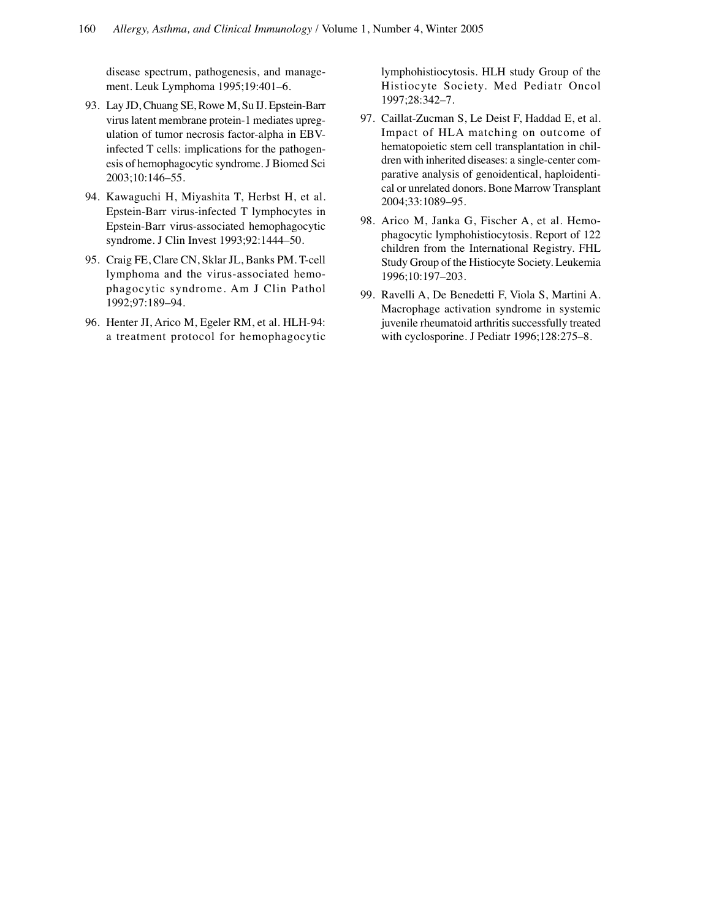disease spectrum, pathogenesis, and management. Leuk Lymphoma 1995;19:401–6.

93. Lay JD, Chuang SE, Rowe M, Su IJ. Epstein-Barr virus latent membrane protein-1 mediates upregulation of tumor necrosis factor-alpha in EBV-infected T cells: implications for the pathogenesis of hemophagocytic syndrome. J Biomed Sci 2003;10:146–55.

94. Kawaguchi H, Miyashita T, Herbst H, et al. Epstein-Barr virus-infected T lymphocytes in Epstein-Barr virus-associated hemophagocytic syndrome. J Clin Invest 1993;92:1444–50.

95. Craig FE, Clare CN, Sklar JL, Banks PM. T-cell lymphoma and the virus-associated hemophagocytic syndrome. Am J Clin Pathol 1992;97:189–94.

96. Henter JI, Arico M, Egeler RM, et al. HLH-94: a treatment protocol for hemophagocytic lymphohistiocytosis. HLH study Group of the Histiocyte Society. Med Pediatr Oncol 1997;28:342–7.

97. Caillat-Zucman S, Le Deist F, Haddad E, et al. Impact of HLA matching on outcome of hematopoietic stem cell transplantation in children with inherited diseases: a single-center comparative analysis of genoidentical, haploidentical or unrelated donors. Bone Marrow Transplant 2004;33:1089–95.

98. Arico M, Janka G, Fischer A, et al. Hemophagocytic lymphohistiocytosis. Report of 122 children from the International Registry. FHL Study Group of the Histiocyte Society. Leukemia 1996;10:197–203.

99. Ravelli A, De Benedetti F, Viola S, Martini A. Macrophage activation syndrome in systemic juvenile rheumatoid arthritis successfully treated with cyclosporine. J Pediatr 1996;128:275–8.